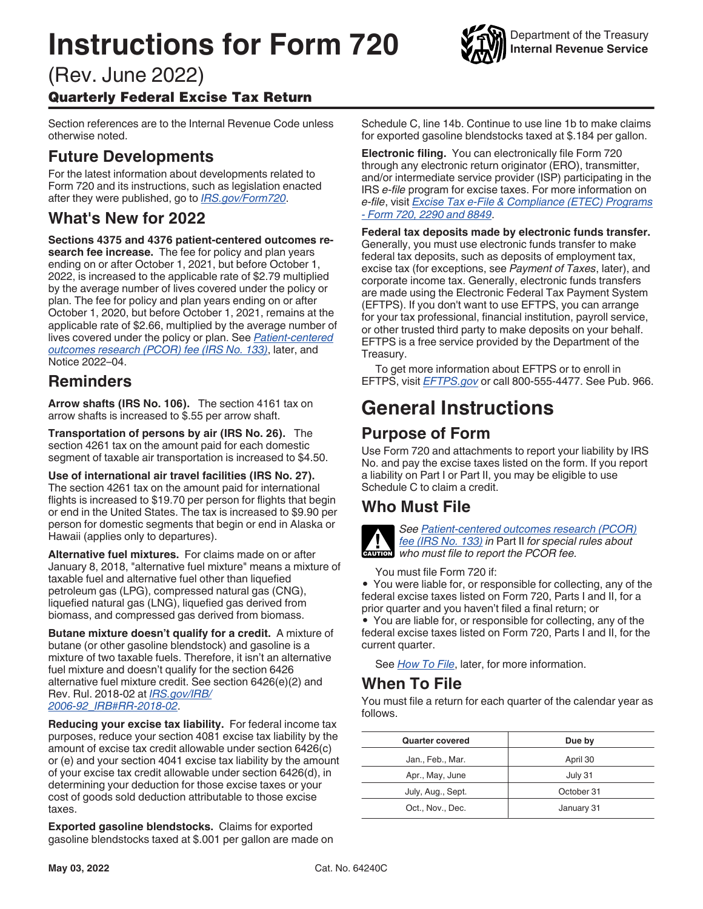# Instructions for Form 720

(Rev. June 2022)

### Quarterly Federal Excise Tax Return

Department of the Treasury
**Internal Revenue Service**

Section references are to the Internal Revenue Code unless otherwise noted.

## Future Developments

For the latest information about developments related to Form 720 and its instructions, such as legislation enacted after they were published, go to *IRS.gov/Form720*.

## What's New for 2022

**Sections 4375 and 4376 patient-centered outcomes research fee increase.** The fee for policy and plan years ending on or after October 1, 2021, but before October 1, 2022, is increased to the applicable rate of $2.79 multiplied by the average number of lives covered under the policy or plan. The fee for policy and plan years ending on or after October 1, 2020, but before October 1, 2021, remains at the applicable rate of $2.66, multiplied by the average number of lives covered under the policy or plan. See *Patient-centered outcomes research (PCOR) fee (IRS No. 133)*, later, and Notice 2022–04.

## Reminders

**Arrow shafts (IRS No. 106).** The section 4161 tax on arrow shafts is increased to $.55 per arrow shaft.

**Transportation of persons by air (IRS No. 26).** The section 4261 tax on the amount paid for each domestic segment of taxable air transportation is increased to $4.50.

**Use of international air travel facilities (IRS No. 27).** The section 4261 tax on the amount paid for international flights is increased to $19.70 per person for flights that begin or end in the United States. The tax is increased to $9.90 per person for domestic segments that begin or end in Alaska or Hawaii (applies only to departures).

**Alternative fuel mixtures.** For claims made on or after January 8, 2018, "alternative fuel mixture" means a mixture of taxable fuel and alternative fuel other than liquefied petroleum gas (LPG), compressed natural gas (CNG), liquefied natural gas (LNG), liquefied gas derived from biomass, and compressed gas derived from biomass.

**Butane mixture doesn't qualify for a credit.** A mixture of butane (or other gasoline blendstock) and gasoline is a mixture of two taxable fuels. Therefore, it isn't an alternative fuel mixture and doesn't qualify for the section 6426 alternative fuel mixture credit. See section 6426(e)(2) and Rev. Rul. 2018-02 at *IRS.gov/IRB/2006-92_IRB#RR-2018-02*.

**Reducing your excise tax liability.** For federal income tax purposes, reduce your section 4081 excise tax liability by the amount of excise tax credit allowable under section 6426(c) or (e) and your section 4041 excise tax liability by the amount of your excise tax credit allowable under section 6426(d), in determining your deduction for those excise taxes or your cost of goods sold deduction attributable to those excise taxes.

**Exported gasoline blendstocks.** Claims for exported gasoline blendstocks taxed at $.001 per gallon are made on Schedule C, line 14b. Continue to use line 1b to make claims for exported gasoline blendstocks taxed at $.184 per gallon.

**Electronic filing.** You can electronically file Form 720 through any electronic return originator (ERO), transmitter, and/or intermediate service provider (ISP) participating in the IRS *e-file* program for excise taxes. For more information on *e-file*, visit *Excise Tax e-File & Compliance (ETEC) Programs - Form 720, 2290 and 8849*.

**Federal tax deposits made by electronic funds transfer.** Generally, you must use electronic funds transfer to make federal tax deposits, such as deposits of employment tax, excise tax (for exceptions, see *Payment of Taxes*, later), and corporate income tax. Generally, electronic funds transfers are made using the Electronic Federal Tax Payment System (EFTPS). If you don't want to use EFTPS, you can arrange for your tax professional, financial institution, payroll service, or other trusted third party to make deposits on your behalf. EFTPS is a free service provided by the Department of the Treasury.

To get more information about EFTPS or to enroll in EFTPS, visit *EFTPS.gov* or call 800-555-4477. See Pub. 966.

# General Instructions

## Purpose of Form

Use Form 720 and attachments to report your liability by IRS No. and pay the excise taxes listed on the form. If you report a liability on Part I or Part II, you may be eligible to use Schedule C to claim a credit.

## Who Must File

**CAUTION:** *See Patient-centered outcomes research (PCOR) fee (IRS No. 133) in Part II for special rules about who must file to report the PCOR fee.*

You must file Form 720 if:

- You were liable for, or responsible for collecting, any of the federal excise taxes listed on Form 720, Parts I and II, for a prior quarter and you haven't filed a final return; or
- You are liable for, or responsible for collecting, any of the federal excise taxes listed on Form 720, Parts I and II, for the current quarter.

See *How To File*, later, for more information.

## When To File

You must file a return for each quarter of the calendar year as follows.

| Quarter covered | Due by |
| --- | --- |
| Jan., Feb., Mar. | April 30 |
| Apr., May, June | July 31 |
| July, Aug., Sept. | October 31 |
| Oct., Nov., Dec. | January 31 |

May 03, 2022 Cat. No. 64240C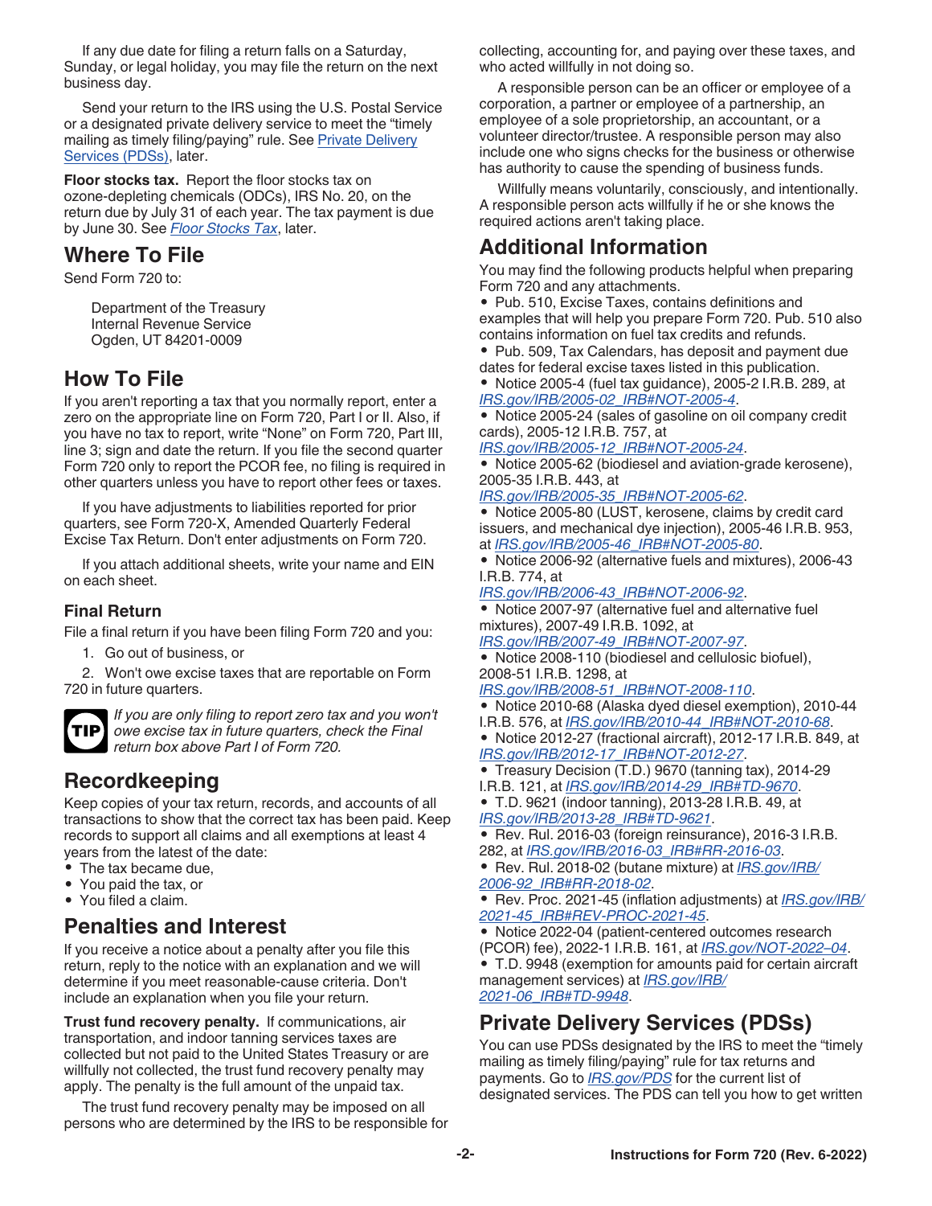If any due date for filing a return falls on a Saturday, Sunday, or legal holiday, you may file the return on the next business day.

Send your return to the IRS using the U.S. Postal Service or a designated private delivery service to meet the "timely mailing as timely filing/paying" rule. See Private Delivery Services (PDSs), later.

**Floor stocks tax.** Report the floor stocks tax on ozone-depleting chemicals (ODCs), IRS No. 20, on the return due by July 31 of each year. The tax payment is due by June 30. See *Floor Stocks Tax*, later.

## Where To File

Send Form 720 to:

> Department of the Treasury
> Internal Revenue Service
> Ogden, UT 84201-0009

## How To File

If you aren't reporting a tax that you normally report, enter a zero on the appropriate line on Form 720, Part I or II. Also, if you have no tax to report, write "None" on Form 720, Part III, line 3; sign and date the return. If you file the second quarter Form 720 only to report the PCOR fee, no filing is required in other quarters unless you have to report other fees or taxes.

If you have adjustments to liabilities reported for prior quarters, see Form 720-X, Amended Quarterly Federal Excise Tax Return. Don't enter adjustments on Form 720.

If you attach additional sheets, write your name and EIN on each sheet.

### Final Return

File a final return if you have been filing Form 720 and you:

1. Go out of business, or
2. Won't owe excise taxes that are reportable on Form 720 in future quarters.

**TIP** *If you are only filing to report zero tax and you won't owe excise tax in future quarters, check the Final return box above Part I of Form 720.*

## Recordkeeping

Keep copies of your tax return, records, and accounts of all transactions to show that the correct tax has been paid. Keep records to support all claims and all exemptions at least 4 years from the latest of the date:

- The tax became due,
- You paid the tax, or
- You filed a claim.

## Penalties and Interest

If you receive a notice about a penalty after you file this return, reply to the notice with an explanation and we will determine if you meet reasonable-cause criteria. Don't include an explanation when you file your return.

**Trust fund recovery penalty.** If communications, air transportation, and indoor tanning services taxes are collected but not paid to the United States Treasury or are willfully not collected, the trust fund recovery penalty may apply. The penalty is the full amount of the unpaid tax.

The trust fund recovery penalty may be imposed on all persons who are determined by the IRS to be responsible for collecting, accounting for, and paying over these taxes, and who acted willfully in not doing so.

A responsible person can be an officer or employee of a corporation, a partner or employee of a partnership, an employee of a sole proprietorship, an accountant, or a volunteer director/trustee. A responsible person may also include one who signs checks for the business or otherwise has authority to cause the spending of business funds.

Willfully means voluntarily, consciously, and intentionally. A responsible person acts willfully if he or she knows the required actions aren't taking place.

## Additional Information

You may find the following products helpful when preparing Form 720 and any attachments.

- Pub. 510, Excise Taxes, contains definitions and examples that will help you prepare Form 720. Pub. 510 also contains information on fuel tax credits and refunds.
- Pub. 509, Tax Calendars, has deposit and payment due dates for federal excise taxes listed in this publication.
- Notice 2005-4 (fuel tax guidance), 2005-2 I.R.B. 289, at *IRS.gov/IRB/2005-02_IRB#NOT-2005-4*.
- Notice 2005-24 (sales of gasoline on oil company credit cards), 2005-12 I.R.B. 757, at *IRS.gov/IRB/2005-12_IRB#NOT-2005-24*.
- Notice 2005-62 (biodiesel and aviation-grade kerosene), 2005-35 I.R.B. 443, at *IRS.gov/IRB/2005-35_IRB#NOT-2005-62*.
- Notice 2005-80 (LUST, kerosene, claims by credit card issuers, and mechanical dye injection), 2005-46 I.R.B. 953, at *IRS.gov/IRB/2005-46_IRB#NOT-2005-80*.
- Notice 2006-92 (alternative fuels and mixtures), 2006-43 I.R.B. 774, at *IRS.gov/IRB/2006-43_IRB#NOT-2006-92*.
- Notice 2007-97 (alternative fuel and alternative fuel mixtures), 2007-49 I.R.B. 1092, at *IRS.gov/IRB/2007-49_IRB#NOT-2007-97*.
- Notice 2008-110 (biodiesel and cellulosic biofuel), 2008-51 I.R.B. 1298, at *IRS.gov/IRB/2008-51_IRB#NOT-2008-110*.
- Notice 2010-68 (Alaska dyed diesel exemption), 2010-44 I.R.B. 576, at *IRS.gov/IRB/2010-44_IRB#NOT-2010-68*.
- Notice 2012-27 (fractional aircraft), 2012-17 I.R.B. 849, at *IRS.gov/IRB/2012-17_IRB#NOT-2012-27*.
- Treasury Decision (T.D.) 9670 (tanning tax), 2014-29 I.R.B. 121, at *IRS.gov/IRB/2014-29_IRB#TD-9670*.
- T.D. 9621 (indoor tanning), 2013-28 I.R.B. 49, at *IRS.gov/IRB/2013-28_IRB#TD-9621*.
- Rev. Rul. 2016-03 (foreign reinsurance), 2016-3 I.R.B. 282, at *IRS.gov/IRB/2016-03_IRB#RR-2016-03*.
- Rev. Rul. 2018-02 (butane mixture) at *IRS.gov/IRB/2006-92_IRB#RR-2018-02*.
- Rev. Proc. 2021-45 (inflation adjustments) at *IRS.gov/IRB/2021-45_IRB#REV-PROC-2021-45*.
- Notice 2022-04 (patient-centered outcomes research (PCOR) fee), 2022-1 I.R.B. 161, at *IRS.gov/NOT-2022–04*.
- T.D. 9948 (exemption for amounts paid for certain aircraft management services) at *IRS.gov/IRB/2021-06_IRB#TD-9948*.

## Private Delivery Services (PDSs)

You can use PDSs designated by the IRS to meet the "timely mailing as timely filing/paying" rule for tax returns and payments. Go to *IRS.gov/PDS* for the current list of designated services. The PDS can tell you how to get written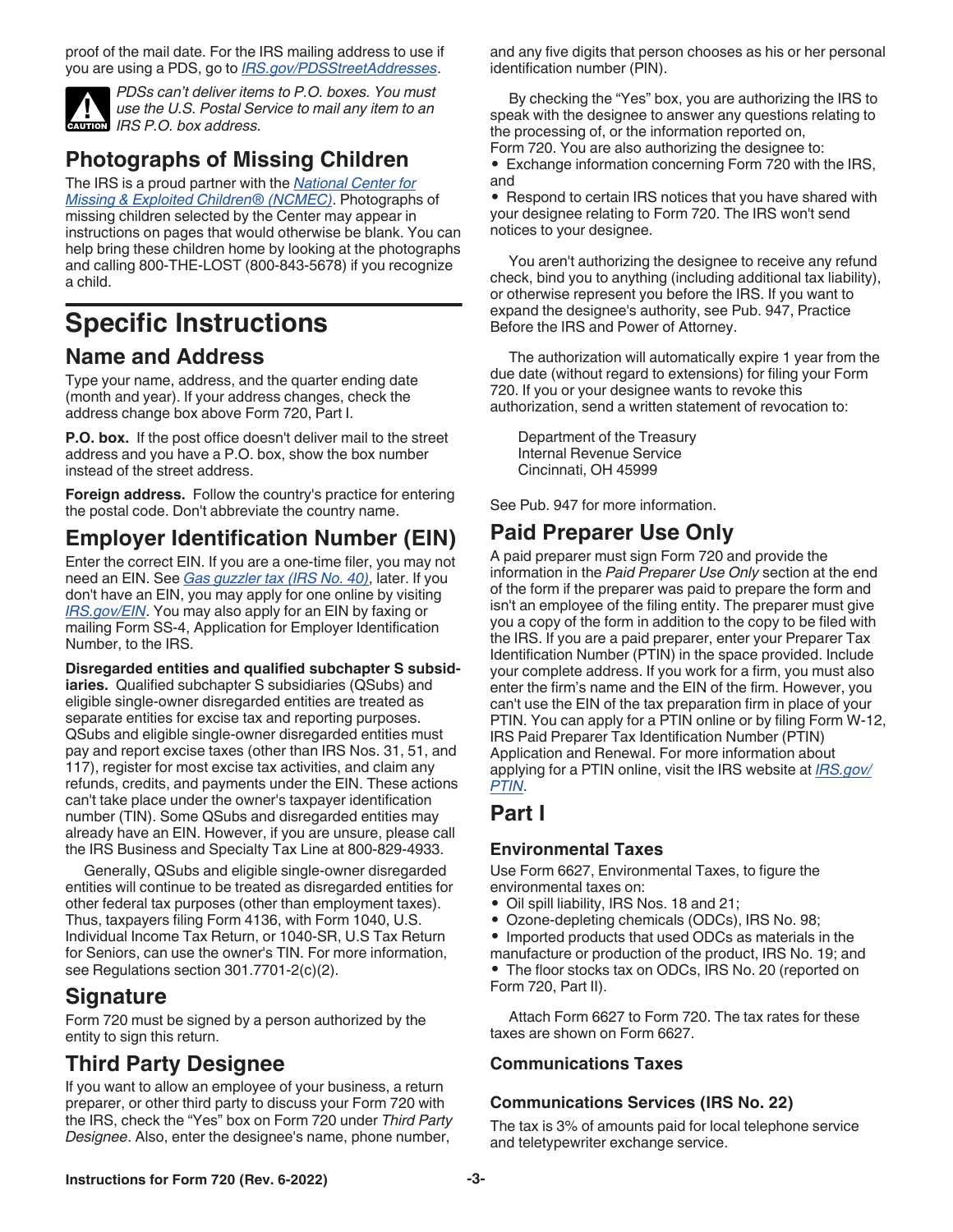proof of the mail date. For the IRS mailing address to use if you are using a PDS, go to *IRS.gov/PDSStreetAddresses*.

**CAUTION**: *PDSs can't deliver items to P.O. boxes. You must use the U.S. Postal Service to mail any item to an IRS P.O. box address.*

## Photographs of Missing Children

The IRS is a proud partner with the *National Center for Missing & Exploited Children® (NCMEC)*. Photographs of missing children selected by the Center may appear in instructions on pages that would otherwise be blank. You can help bring these children home by looking at the photographs and calling 800-THE-LOST (800-843-5678) if you recognize a child.

# Specific Instructions

## Name and Address

Type your name, address, and the quarter ending date (month and year). If your address changes, check the address change box above Form 720, Part I.

**P.O. box.** If the post office doesn't deliver mail to the street address and you have a P.O. box, show the box number instead of the street address.

**Foreign address.** Follow the country's practice for entering the postal code. Don't abbreviate the country name.

## Employer Identification Number (EIN)

Enter the correct EIN. If you are a one-time filer, you may not need an EIN. See *Gas guzzler tax (IRS No. 40)*, later. If you don't have an EIN, you may apply for one online by visiting *IRS.gov/EIN*. You may also apply for an EIN by faxing or mailing Form SS-4, Application for Employer Identification Number, to the IRS.

**Disregarded entities and qualified subchapter S subsidiaries.** Qualified subchapter S subsidiaries (QSubs) and eligible single-owner disregarded entities are treated as separate entities for excise tax and reporting purposes. QSubs and eligible single-owner disregarded entities must pay and report excise taxes (other than IRS Nos. 31, 51, and 117), register for most excise tax activities, and claim any refunds, credits, and payments under the EIN. These actions can't take place under the owner's taxpayer identification number (TIN). Some QSubs and disregarded entities may already have an EIN. However, if you are unsure, please call the IRS Business and Specialty Tax Line at 800-829-4933.

Generally, QSubs and eligible single-owner disregarded entities will continue to be treated as disregarded entities for other federal tax purposes (other than employment taxes). Thus, taxpayers filing Form 4136, with Form 1040, U.S. Individual Income Tax Return, or 1040-SR, U.S Tax Return for Seniors, can use the owner's TIN. For more information, see Regulations section 301.7701-2(c)(2).

## Signature

Form 720 must be signed by a person authorized by the entity to sign this return.

## Third Party Designee

If you want to allow an employee of your business, a return preparer, or other third party to discuss your Form 720 with the IRS, check the "Yes" box on Form 720 under *Third Party Designee*. Also, enter the designee's name, phone number, and any five digits that person chooses as his or her personal identification number (PIN).

By checking the "Yes" box, you are authorizing the IRS to speak with the designee to answer any questions relating to the processing of, or the information reported on, Form 720. You are also authorizing the designee to:

- Exchange information concerning Form 720 with the IRS, and
- Respond to certain IRS notices that you have shared with your designee relating to Form 720. The IRS won't send notices to your designee.

You aren't authorizing the designee to receive any refund check, bind you to anything (including additional tax liability), or otherwise represent you before the IRS. If you want to expand the designee's authority, see Pub. 947, Practice Before the IRS and Power of Attorney.

The authorization will automatically expire 1 year from the due date (without regard to extensions) for filing your Form 720. If you or your designee wants to revoke this authorization, send a written statement of revocation to:

Department of the Treasury
Internal Revenue Service
Cincinnati, OH 45999

See Pub. 947 for more information.

## Paid Preparer Use Only

A paid preparer must sign Form 720 and provide the information in the *Paid Preparer Use Only* section at the end of the form if the preparer was paid to prepare the form and isn't an employee of the filing entity. The preparer must give you a copy of the form in addition to the copy to be filed with the IRS. If you are a paid preparer, enter your Preparer Tax Identification Number (PTIN) in the space provided. Include your complete address. If you work for a firm, you must also enter the firm's name and the EIN of the firm. However, you can't use the EIN of the tax preparation firm in place of your PTIN. You can apply for a PTIN online or by filing Form W-12, IRS Paid Preparer Tax Identification Number (PTIN) Application and Renewal. For more information about applying for a PTIN online, visit the IRS website at *IRS.gov/PTIN*.

## Part I

### Environmental Taxes

Use Form 6627, Environmental Taxes, to figure the environmental taxes on:

- Oil spill liability, IRS Nos. 18 and 21;
- Ozone-depleting chemicals (ODCs), IRS No. 98;
- Imported products that used ODCs as materials in the manufacture or production of the product, IRS No. 19; and
- The floor stocks tax on ODCs, IRS No. 20 (reported on Form 720, Part II).

Attach Form 6627 to Form 720. The tax rates for these taxes are shown on Form 6627.

### Communications Taxes

### Communications Services (IRS No. 22)

The tax is 3% of amounts paid for local telephone service and teletypewriter exchange service.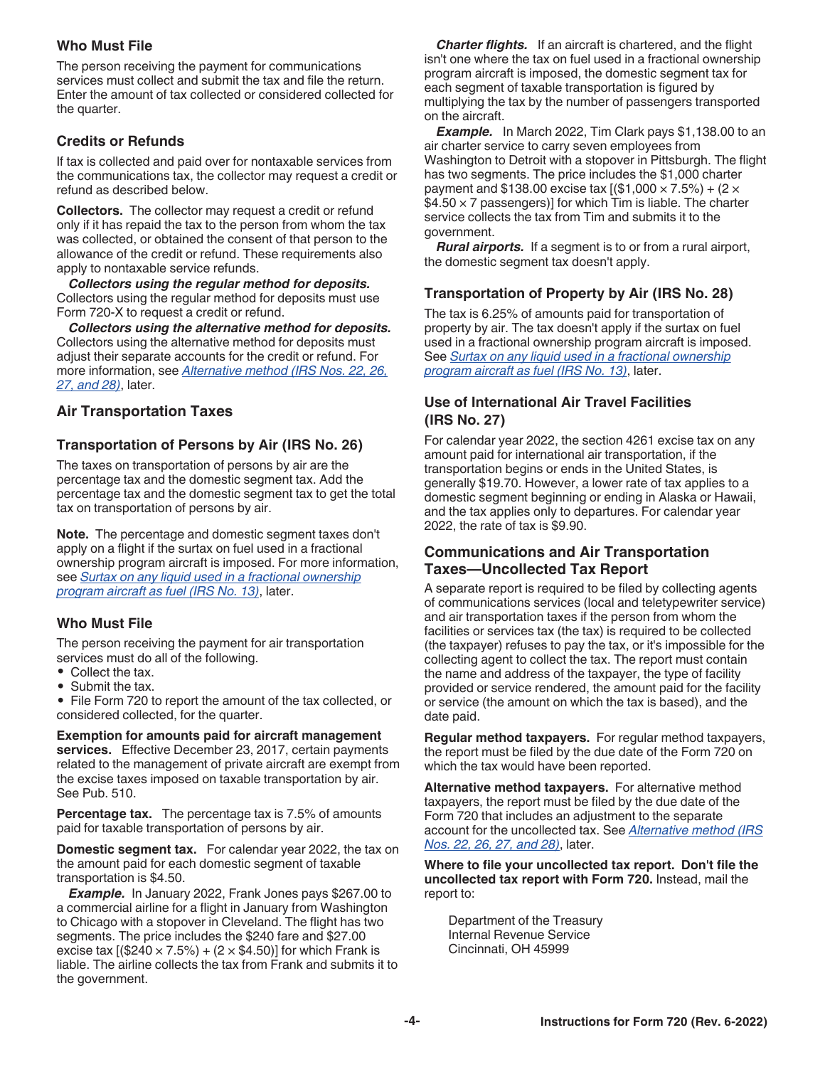### Who Must File

The person receiving the payment for communications services must collect and submit the tax and file the return. Enter the amount of tax collected or considered collected for the quarter.

### Credits or Refunds

If tax is collected and paid over for nontaxable services from the communications tax, the collector may request a credit or refund as described below.

**Collectors.** The collector may request a credit or refund only if it has repaid the tax to the person from whom the tax was collected, or obtained the consent of that person to the allowance of the credit or refund. These requirements also apply to nontaxable service refunds.

***Collectors using the regular method for deposits.*** Collectors using the regular method for deposits must use Form 720-X to request a credit or refund.

***Collectors using the alternative method for deposits.*** Collectors using the alternative method for deposits must adjust their separate accounts for the credit or refund. For more information, see *Alternative method (IRS Nos. 22, 26, 27, and 28)*, later.

## Air Transportation Taxes

### Transportation of Persons by Air (IRS No. 26)

The taxes on transportation of persons by air are the percentage tax and the domestic segment tax. Add the percentage tax and the domestic segment tax to get the total tax on transportation of persons by air.

**Note.** The percentage and domestic segment taxes don't apply on a flight if the surtax on fuel used in a fractional ownership program aircraft is imposed. For more information, see *Surtax on any liquid used in a fractional ownership program aircraft as fuel (IRS No. 13)*, later.

### Who Must File

The person receiving the payment for air transportation services must do all of the following.

- Collect the tax.
- Submit the tax.
- File Form 720 to report the amount of the tax collected, or considered collected, for the quarter.

**Exemption for amounts paid for aircraft management services.** Effective December 23, 2017, certain payments related to the management of private aircraft are exempt from the excise taxes imposed on taxable transportation by air. See Pub. 510.

**Percentage tax.** The percentage tax is 7.5% of amounts paid for taxable transportation of persons by air.

**Domestic segment tax.** For calendar year 2022, the tax on the amount paid for each domestic segment of taxable transportation is $4.50.

***Example.*** In January 2022, Frank Jones pays $267.00 to a commercial airline for a flight in January from Washington to Chicago with a stopover in Cleveland. The flight has two segments. The price includes the $240 fare and $27.00 excise tax [($240 × 7.5%) + (2 × $4.50)] for which Frank is liable. The airline collects the tax from Frank and submits it to the government.

***Charter flights.*** If an aircraft is chartered, and the flight isn't one where the tax on fuel used in a fractional ownership program aircraft is imposed, the domestic segment tax for each segment of taxable transportation is figured by multiplying the tax by the number of passengers transported on the aircraft.

***Example.*** In March 2022, Tim Clark pays $1,138.00 to an air charter service to carry seven employees from Washington to Detroit with a stopover in Pittsburgh. The flight has two segments. The price includes the $1,000 charter payment and $138.00 excise tax [($1,000 × 7.5%) + (2 × $4.50 × 7 passengers)] for which Tim is liable. The charter service collects the tax from Tim and submits it to the government.

***Rural airports.*** If a segment is to or from a rural airport, the domestic segment tax doesn't apply.

### Transportation of Property by Air (IRS No. 28)

The tax is 6.25% of amounts paid for transportation of property by air. The tax doesn't apply if the surtax on fuel used in a fractional ownership program aircraft is imposed. See *Surtax on any liquid used in a fractional ownership program aircraft as fuel (IRS No. 13)*, later.

### Use of International Air Travel Facilities (IRS No. 27)

For calendar year 2022, the section 4261 excise tax on any amount paid for international air transportation, if the transportation begins or ends in the United States, is generally $19.70. However, a lower rate of tax applies to a domestic segment beginning or ending in Alaska or Hawaii, and the tax applies only to departures. For calendar year 2022, the rate of tax is $9.90.

## Communications and Air Transportation Taxes—Uncollected Tax Report

A separate report is required to be filed by collecting agents of communications services (local and teletypewriter service) and air transportation taxes if the person from whom the facilities or services tax (the tax) is required to be collected (the taxpayer) refuses to pay the tax, or it's impossible for the collecting agent to collect the tax. The report must contain the name and address of the taxpayer, the type of facility provided or service rendered, the amount paid for the facility or service (the amount on which the tax is based), and the date paid.

**Regular method taxpayers.** For regular method taxpayers, the report must be filed by the due date of the Form 720 on which the tax would have been reported.

**Alternative method taxpayers.** For alternative method taxpayers, the report must be filed by the due date of the Form 720 that includes an adjustment to the separate account for the uncollected tax. See *Alternative method (IRS Nos. 22, 26, 27, and 28)*, later.

**Where to file your uncollected tax report. Don't file the uncollected tax report with Form 720.** Instead, mail the report to:

Department of the Treasury
Internal Revenue Service
Cincinnati, OH 45999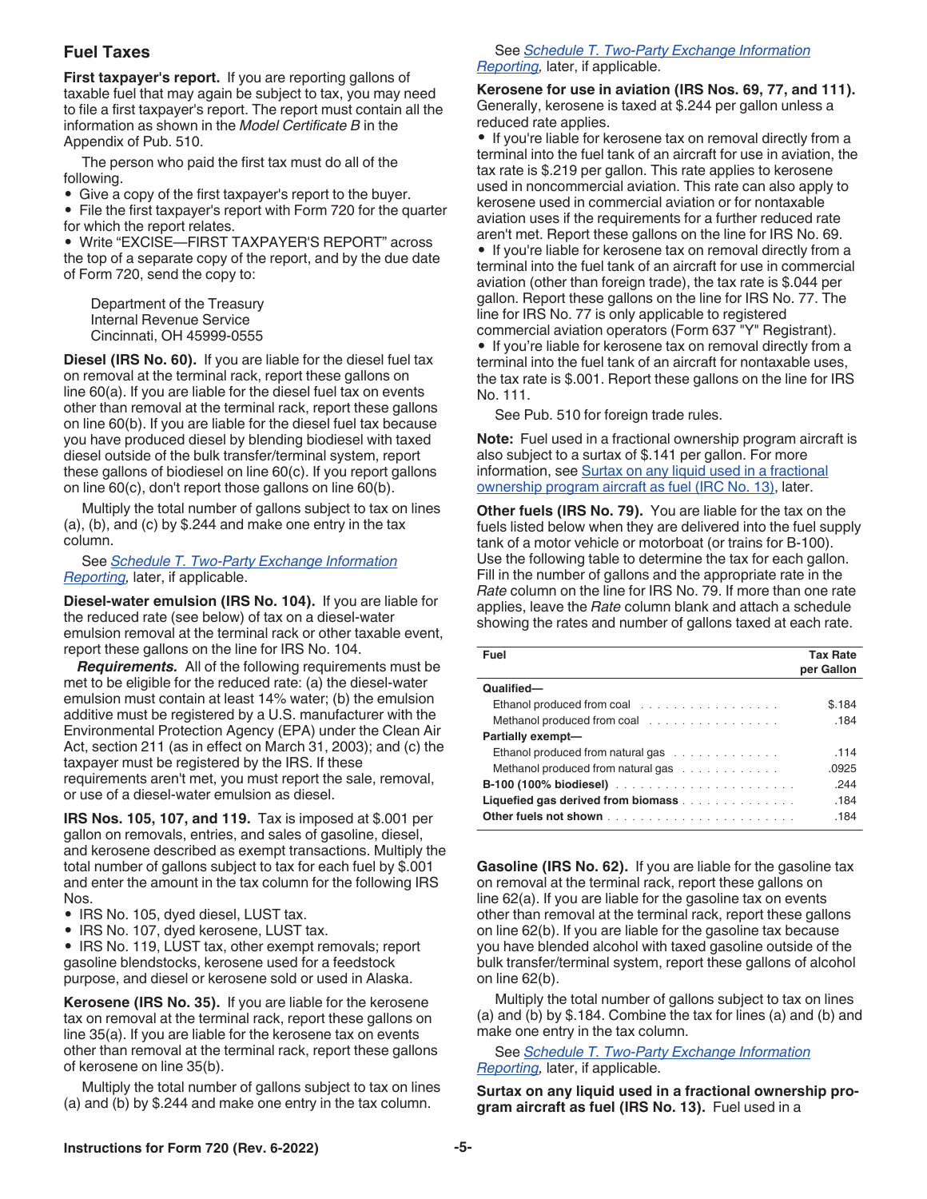## Fuel Taxes

**First taxpayer's report.** If you are reporting gallons of taxable fuel that may again be subject to tax, you may need to file a first taxpayer's report. The report must contain all the information as shown in the *Model Certificate B* in the Appendix of Pub. 510.

The person who paid the first tax must do all of the following.

- Give a copy of the first taxpayer's report to the buyer.
- File the first taxpayer's report with Form 720 for the quarter for which the report relates.
- Write "EXCISE—FIRST TAXPAYER'S REPORT" across the top of a separate copy of the report, and by the due date of Form 720, send the copy to:

Department of the Treasury
Internal Revenue Service
Cincinnati, OH 45999-0555

**Diesel (IRS No. 60).** If you are liable for the diesel fuel tax on removal at the terminal rack, report these gallons on line 60(a). If you are liable for the diesel fuel tax on events other than removal at the terminal rack, report these gallons on line 60(b). If you are liable for the diesel fuel tax because you have produced diesel by blending biodiesel with taxed diesel outside of the bulk transfer/terminal system, report these gallons of biodiesel on line 60(c). If you report gallons on line 60(c), don't report those gallons on line 60(b).

Multiply the total number of gallons subject to tax on lines (a), (b), and (c) by $.244 and make one entry in the tax column.

See *Schedule T. Two-Party Exchange Information Reporting,* later, if applicable.

**Diesel-water emulsion (IRS No. 104).** If you are liable for the reduced rate (see below) of tax on a diesel-water emulsion removal at the terminal rack or other taxable event, report these gallons on the line for IRS No. 104.

***Requirements.*** All of the following requirements must be met to be eligible for the reduced rate: (a) the diesel-water emulsion must contain at least 14% water; (b) the emulsion additive must be registered by a U.S. manufacturer with the Environmental Protection Agency (EPA) under the Clean Air Act, section 211 (as in effect on March 31, 2003); and (c) the taxpayer must be registered by the IRS. If these requirements aren't met, you must report the sale, removal, or use of a diesel-water emulsion as diesel.

**IRS Nos. 105, 107, and 119.** Tax is imposed at $.001 per gallon on removals, entries, and sales of gasoline, diesel, and kerosene described as exempt transactions. Multiply the total number of gallons subject to tax for each fuel by $.001 and enter the amount in the tax column for the following IRS Nos.

- IRS No. 105, dyed diesel, LUST tax.
- IRS No. 107, dyed kerosene, LUST tax.
- IRS No. 119, LUST tax, other exempt removals; report gasoline blendstocks, kerosene used for a feedstock purpose, and diesel or kerosene sold or used in Alaska.

**Kerosene (IRS No. 35).** If you are liable for the kerosene tax on removal at the terminal rack, report these gallons on line 35(a). If you are liable for the kerosene tax on events other than removal at the terminal rack, report these gallons of kerosene on line 35(b).

Multiply the total number of gallons subject to tax on lines (a) and (b) by $.244 and make one entry in the tax column.

See *Schedule T. Two-Party Exchange Information Reporting,* later, if applicable.

**Kerosene for use in aviation (IRS Nos. 69, 77, and 111).** Generally, kerosene is taxed at $.244 per gallon unless a reduced rate applies.

- If you're liable for kerosene tax on removal directly from a terminal into the fuel tank of an aircraft for use in aviation, the tax rate is $.219 per gallon. This rate applies to kerosene used in noncommercial aviation. This rate can also apply to kerosene used in commercial aviation or for nontaxable aviation uses if the requirements for a further reduced rate aren't met. Report these gallons on the line for IRS No. 69.
- If you're liable for kerosene tax on removal directly from a terminal into the fuel tank of an aircraft for use in commercial aviation (other than foreign trade), the tax rate is $.044 per gallon. Report these gallons on the line for IRS No. 77. The line for IRS No. 77 is only applicable to registered commercial aviation operators (Form 637 "Y" Registrant).
- If you're liable for kerosene tax on removal directly from a terminal into the fuel tank of an aircraft for nontaxable uses, the tax rate is $.001. Report these gallons on the line for IRS No. 111.

See Pub. 510 for foreign trade rules.

**Note:** Fuel used in a fractional ownership program aircraft is also subject to a surtax of $.141 per gallon. For more information, see Surtax on any liquid used in a fractional ownership program aircraft as fuel (IRC No. 13), later.

**Other fuels (IRS No. 79).** You are liable for the tax on the fuels listed below when they are delivered into the fuel supply tank of a motor vehicle or motorboat (or trains for B-100). Use the following table to determine the tax for each gallon. Fill in the number of gallons and the appropriate rate in the *Rate* column on the line for IRS No. 79. If more than one rate applies, leave the *Rate* column blank and attach a schedule showing the rates and number of gallons taxed at each rate.

| Fuel | Tax Rate per Gallon |
|---|---|
| **Qualified—** | |
| Ethanol produced from coal | $.184 |
| Methanol produced from coal | .184 |
| **Partially exempt—** | |
| Ethanol produced from natural gas | .114 |
| Methanol produced from natural gas | .0925 |
| **B-100 (100% biodiesel)** | .244 |
| **Liquefied gas derived from biomass** | .184 |
| **Other fuels not shown** | .184 |

**Gasoline (IRS No. 62).** If you are liable for the gasoline tax on removal at the terminal rack, report these gallons on line 62(a). If you are liable for the gasoline tax on events other than removal at the terminal rack, report these gallons on line 62(b). If you are liable for the gasoline tax because you have blended alcohol with taxed gasoline outside of the bulk transfer/terminal system, report these gallons of alcohol on line 62(b).

Multiply the total number of gallons subject to tax on lines (a) and (b) by $.184. Combine the tax for lines (a) and (b) and make one entry in the tax column.

See *Schedule T. Two-Party Exchange Information Reporting,* later, if applicable.

**Surtax on any liquid used in a fractional ownership program aircraft as fuel (IRS No. 13).** Fuel used in a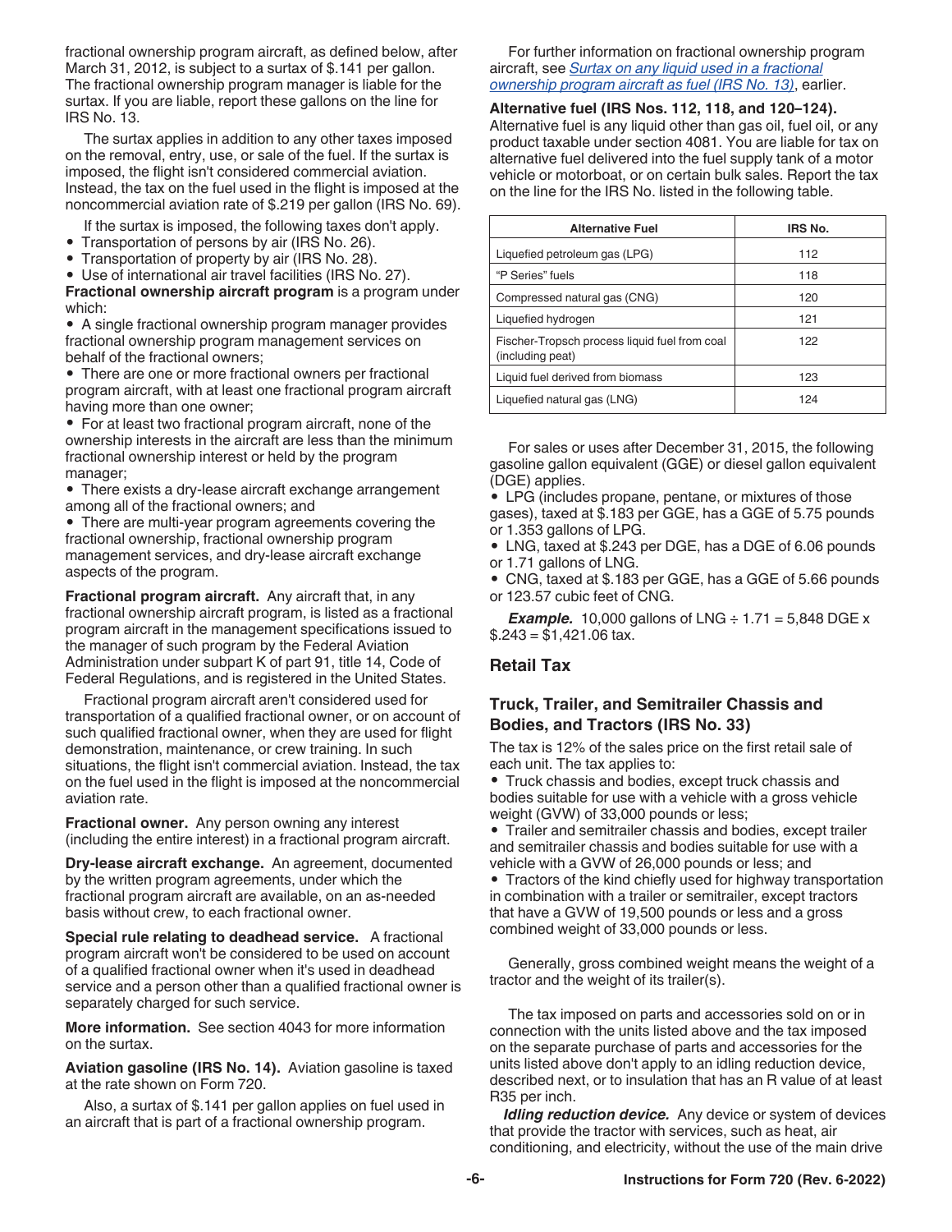fractional ownership program aircraft, as defined below, after March 31, 2012, is subject to a surtax of $.141 per gallon. The fractional ownership program manager is liable for the surtax. If you are liable, report these gallons on the line for IRS No. 13.

The surtax applies in addition to any other taxes imposed on the removal, entry, use, or sale of the fuel. If the surtax is imposed, the flight isn't considered commercial aviation. Instead, the tax on the fuel used in the flight is imposed at the noncommercial aviation rate of $.219 per gallon (IRS No. 69).

If the surtax is imposed, the following taxes don't apply.

- Transportation of persons by air (IRS No. 26).
- Transportation of property by air (IRS No. 28).
- Use of international air travel facilities (IRS No. 27).

**Fractional ownership aircraft program** is a program under which:

- A single fractional ownership program manager provides fractional ownership program management services on behalf of the fractional owners;
- There are one or more fractional owners per fractional program aircraft, with at least one fractional program aircraft having more than one owner;
- For at least two fractional program aircraft, none of the ownership interests in the aircraft are less than the minimum fractional ownership interest or held by the program manager;
- There exists a dry-lease aircraft exchange arrangement among all of the fractional owners; and
- There are multi-year program agreements covering the fractional ownership, fractional ownership program management services, and dry-lease aircraft exchange aspects of the program.

**Fractional program aircraft.** Any aircraft that, in any fractional ownership aircraft program, is listed as a fractional program aircraft in the management specifications issued to the manager of such program by the Federal Aviation Administration under subpart K of part 91, title 14, Code of Federal Regulations, and is registered in the United States.

Fractional program aircraft aren't considered used for transportation of a qualified fractional owner, or on account of such qualified fractional owner, when they are used for flight demonstration, maintenance, or crew training. In such situations, the flight isn't commercial aviation. Instead, the tax on the fuel used in the flight is imposed at the noncommercial aviation rate.

**Fractional owner.** Any person owning any interest (including the entire interest) in a fractional program aircraft.

**Dry-lease aircraft exchange.** An agreement, documented by the written program agreements, under which the fractional program aircraft are available, on an as-needed basis without crew, to each fractional owner.

**Special rule relating to deadhead service.** A fractional program aircraft won't be considered to be used on account of a qualified fractional owner when it's used in deadhead service and a person other than a qualified fractional owner is separately charged for such service.

**More information.** See section 4043 for more information on the surtax.

**Aviation gasoline (IRS No. 14).** Aviation gasoline is taxed at the rate shown on Form 720.

Also, a surtax of $.141 per gallon applies on fuel used in an aircraft that is part of a fractional ownership program.

For further information on fractional ownership program aircraft, see *Surtax on any liquid used in a fractional ownership program aircraft as fuel (IRS No. 13)*, earlier.

**Alternative fuel (IRS Nos. 112, 118, and 120–124).** Alternative fuel is any liquid other than gas oil, fuel oil, or any product taxable under section 4081. You are liable for tax on alternative fuel delivered into the fuel supply tank of a motor vehicle or motorboat, or on certain bulk sales. Report the tax on the line for the IRS No. listed in the following table.

| Alternative Fuel | IRS No. |
|---|---|
| Liquefied petroleum gas (LPG) | 112 |
| “P Series” fuels | 118 |
| Compressed natural gas (CNG) | 120 |
| Liquefied hydrogen | 121 |
| Fischer-Tropsch process liquid fuel from coal (including peat) | 122 |
| Liquid fuel derived from biomass | 123 |
| Liquefied natural gas (LNG) | 124 |

For sales or uses after December 31, 2015, the following gasoline gallon equivalent (GGE) or diesel gallon equivalent (DGE) applies.

- LPG (includes propane, pentane, or mixtures of those gases), taxed at $.183 per GGE, has a GGE of 5.75 pounds or 1.353 gallons of LPG.
- LNG, taxed at $.243 per DGE, has a DGE of 6.06 pounds or 1.71 gallons of LNG.
- CNG, taxed at $.183 per GGE, has a GGE of 5.66 pounds or 123.57 cubic feet of CNG.

***Example.*** 10,000 gallons of LNG ÷ 1.71 = 5,848 DGE x $.243 = $1,421.06 tax.

## Retail Tax

### Truck, Trailer, and Semitrailer Chassis and Bodies, and Tractors (IRS No. 33)

The tax is 12% of the sales price on the first retail sale of each unit. The tax applies to:

- Truck chassis and bodies, except truck chassis and bodies suitable for use with a vehicle with a gross vehicle weight (GVW) of 33,000 pounds or less;
- Trailer and semitrailer chassis and bodies, except trailer and semitrailer chassis and bodies suitable for use with a vehicle with a GVW of 26,000 pounds or less; and
- Tractors of the kind chiefly used for highway transportation in combination with a trailer or semitrailer, except tractors that have a GVW of 19,500 pounds or less and a gross combined weight of 33,000 pounds or less.

Generally, gross combined weight means the weight of a tractor and the weight of its trailer(s).

The tax imposed on parts and accessories sold on or in connection with the units listed above and the tax imposed on the separate purchase of parts and accessories for the units listed above don't apply to an idling reduction device, described next, or to insulation that has an R value of at least R35 per inch.

***Idling reduction device.*** Any device or system of devices that provide the tractor with services, such as heat, air conditioning, and electricity, without the use of the main drive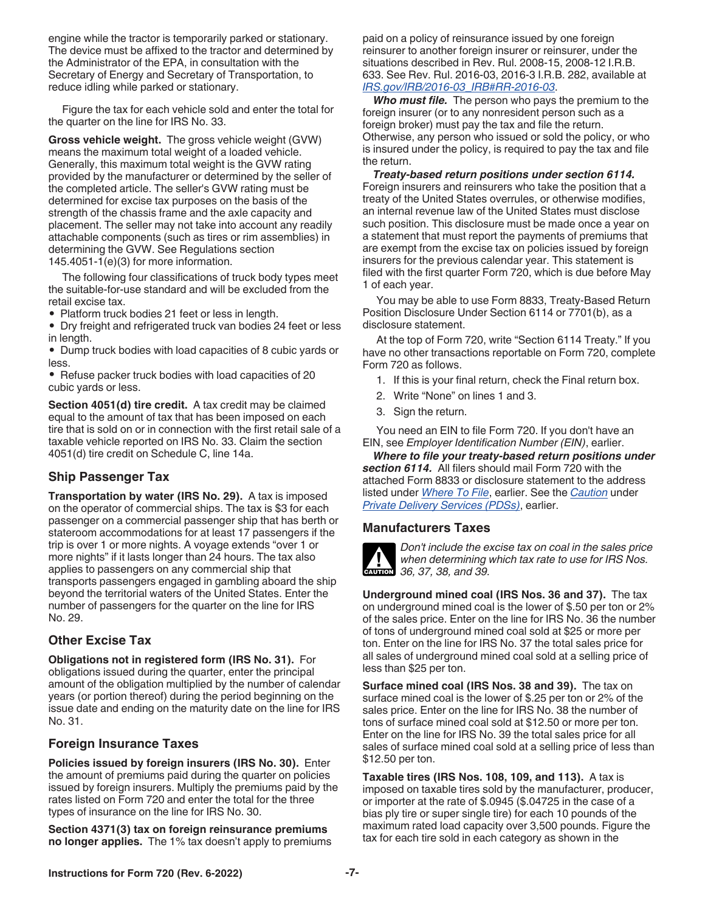engine while the tractor is temporarily parked or stationary. The device must be affixed to the tractor and determined by the Administrator of the EPA, in consultation with the Secretary of Energy and Secretary of Transportation, to reduce idling while parked or stationary.

Figure the tax for each vehicle sold and enter the total for the quarter on the line for IRS No. 33.

**Gross vehicle weight.** The gross vehicle weight (GVW) means the maximum total weight of a loaded vehicle. Generally, this maximum total weight is the GVW rating provided by the manufacturer or determined by the seller of the completed article. The seller's GVW rating must be determined for excise tax purposes on the basis of the strength of the chassis frame and the axle capacity and placement. The seller may not take into account any readily attachable components (such as tires or rim assemblies) in determining the GVW. See Regulations section 145.4051-1(e)(3) for more information.

The following four classifications of truck body types meet the suitable-for-use standard and will be excluded from the retail excise tax.

- Platform truck bodies 21 feet or less in length.
- Dry freight and refrigerated truck van bodies 24 feet or less in length.
- Dump truck bodies with load capacities of 8 cubic yards or less.
- Refuse packer truck bodies with load capacities of 20 cubic yards or less.

**Section 4051(d) tire credit.** A tax credit may be claimed equal to the amount of tax that has been imposed on each tire that is sold on or in connection with the first retail sale of a taxable vehicle reported on IRS No. 33. Claim the section 4051(d) tire credit on Schedule C, line 14a.

## Ship Passenger Tax

**Transportation by water (IRS No. 29).** A tax is imposed on the operator of commercial ships. The tax is $3 for each passenger on a commercial passenger ship that has berth or stateroom accommodations for at least 17 passengers if the trip is over 1 or more nights. A voyage extends "over 1 or more nights" if it lasts longer than 24 hours. The tax also applies to passengers on any commercial ship that transports passengers engaged in gambling aboard the ship beyond the territorial waters of the United States. Enter the number of passengers for the quarter on the line for IRS No. 29.

## Other Excise Tax

**Obligations not in registered form (IRS No. 31).** For obligations issued during the quarter, enter the principal amount of the obligation multiplied by the number of calendar years (or portion thereof) during the period beginning on the issue date and ending on the maturity date on the line for IRS No. 31.

## Foreign Insurance Taxes

**Policies issued by foreign insurers (IRS No. 30).** Enter the amount of premiums paid during the quarter on policies issued by foreign insurers. Multiply the premiums paid by the rates listed on Form 720 and enter the total for the three types of insurance on the line for IRS No. 30.

**Section 4371(3) tax on foreign reinsurance premiums no longer applies.** The 1% tax doesn't apply to premiums paid on a policy of reinsurance issued by one foreign reinsurer to another foreign insurer or reinsurer, under the situations described in Rev. Rul. 2008-15, 2008-12 I.R.B. 633. See Rev. Rul. 2016-03, 2016-3 I.R.B. 282, available at *IRS.gov/IRB/2016-03_IRB#RR-2016-03*.

***Who must file.*** The person who pays the premium to the foreign insurer (or to any nonresident person such as a foreign broker) must pay the tax and file the return. Otherwise, any person who issued or sold the policy, or who is insured under the policy, is required to pay the tax and file the return.

***Treaty-based return positions under section 6114.*** Foreign insurers and reinsurers who take the position that a treaty of the United States overrules, or otherwise modifies, an internal revenue law of the United States must disclose such position. This disclosure must be made once a year on a statement that must report the payments of premiums that are exempt from the excise tax on policies issued by foreign insurers for the previous calendar year. This statement is filed with the first quarter Form 720, which is due before May 1 of each year.

You may be able to use Form 8833, Treaty-Based Return Position Disclosure Under Section 6114 or 7701(b), as a disclosure statement.

At the top of Form 720, write "Section 6114 Treaty." If you have no other transactions reportable on Form 720, complete Form 720 as follows.

1. If this is your final return, check the Final return box.
2. Write "None" on lines 1 and 3.
3. Sign the return.

You need an EIN to file Form 720. If you don't have an EIN, see *Employer Identification Number (EIN)*, earlier.

***Where to file your treaty-based return positions under section 6114.*** All filers should mail Form 720 with the attached Form 8833 or disclosure statement to the address listed under *Where To File*, earlier. See the *Caution* under *Private Delivery Services (PDSs)*, earlier.

## Manufacturers Taxes

CAUTION: *Don't include the excise tax on coal in the sales price when determining which tax rate to use for IRS Nos. 36, 37, 38, and 39.*

**Underground mined coal (IRS Nos. 36 and 37).** The tax on underground mined coal is the lower of $.50 per ton or 2% of the sales price. Enter on the line for IRS No. 36 the number of tons of underground mined coal sold at $25 or more per ton. Enter on the line for IRS No. 37 the total sales price for all sales of underground mined coal sold at a selling price of less than $25 per ton.

**Surface mined coal (IRS Nos. 38 and 39).** The tax on surface mined coal is the lower of $.25 per ton or 2% of the sales price. Enter on the line for IRS No. 38 the number of tons of surface mined coal sold at $12.50 or more per ton. Enter on the line for IRS No. 39 the total sales price for all sales of surface mined coal sold at a selling price of less than $12.50 per ton.

**Taxable tires (IRS Nos. 108, 109, and 113).** A tax is imposed on taxable tires sold by the manufacturer, producer, or importer at the rate of $.0945 ($.04725 in the case of a bias ply tire or super single tire) for each 10 pounds of the maximum rated load capacity over 3,500 pounds. Figure the tax for each tire sold in each category as shown in the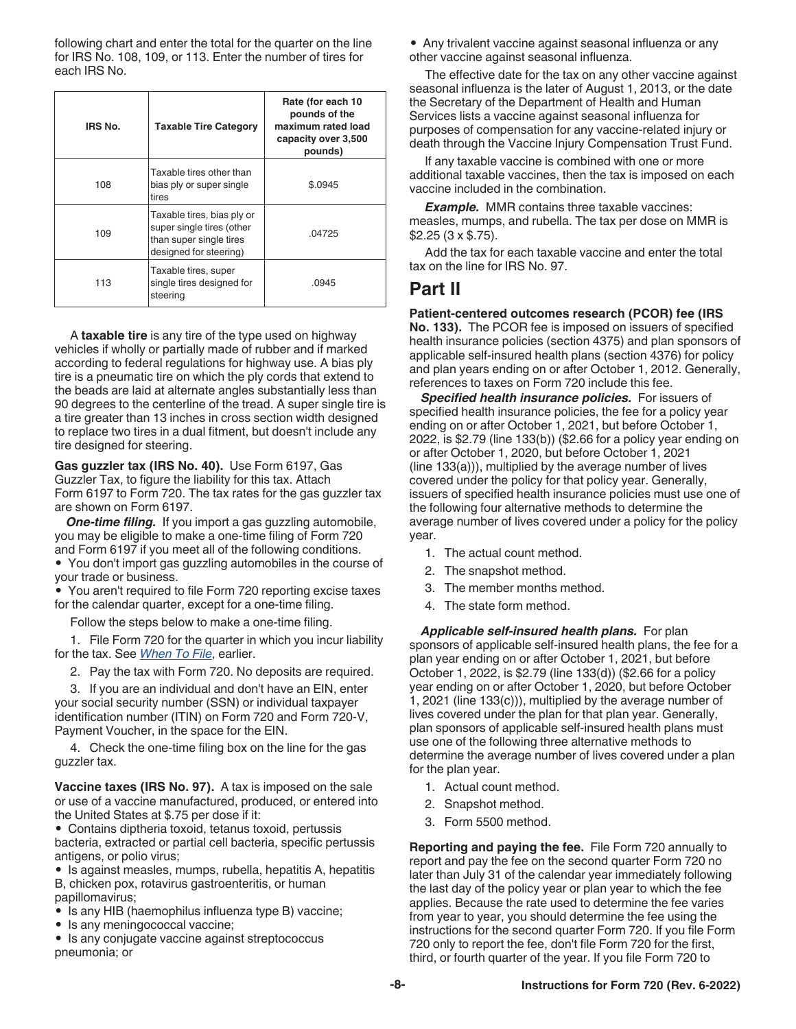following chart and enter the total for the quarter on the line for IRS No. 108, 109, or 113. Enter the number of tires for each IRS No.

| IRS No. | Taxable Tire Category | Rate (for each 10 pounds of the maximum rated load capacity over 3,500 pounds) |
|---|---|---|
| 108 | Taxable tires other than bias ply or super single tires | $.0945 |
| 109 | Taxable tires, bias ply or super single tires (other than super single tires designed for steering) | .04725 |
| 113 | Taxable tires, super single tires designed for steering | .0945 |

A **taxable tire** is any tire of the type used on highway vehicles if wholly or partially made of rubber and if marked according to federal regulations for highway use. A bias ply tire is a pneumatic tire on which the ply cords that extend to the beads are laid at alternate angles substantially less than 90 degrees to the centerline of the tread. A super single tire is a tire greater than 13 inches in cross section width designed to replace two tires in a dual fitment, but doesn't include any tire designed for steering.

**Gas guzzler tax (IRS No. 40).** Use Form 6197, Gas Guzzler Tax, to figure the liability for this tax. Attach Form 6197 to Form 720. The tax rates for the gas guzzler tax are shown on Form 6197.

***One-time filing.*** If you import a gas guzzling automobile, you may be eligible to make a one-time filing of Form 720 and Form 6197 if you meet all of the following conditions.

- You don't import gas guzzling automobiles in the course of your trade or business.
- You aren't required to file Form 720 reporting excise taxes for the calendar quarter, except for a one-time filing.

Follow the steps below to make a one-time filing.

1. File Form 720 for the quarter in which you incur liability for the tax. See *When To File*, earlier.
2. Pay the tax with Form 720. No deposits are required.
3. If you are an individual and don't have an EIN, enter your social security number (SSN) or individual taxpayer identification number (ITIN) on Form 720 and Form 720-V, Payment Voucher, in the space for the EIN.
4. Check the one-time filing box on the line for the gas guzzler tax.

**Vaccine taxes (IRS No. 97).** A tax is imposed on the sale or use of a vaccine manufactured, produced, or entered into the United States at $.75 per dose if it:

- Contains diptheria toxoid, tetanus toxoid, pertussis bacteria, extracted or partial cell bacteria, specific pertussis antigens, or polio virus;
- Is against measles, mumps, rubella, hepatitis A, hepatitis B, chicken pox, rotavirus gastroenteritis, or human papillomavirus;
- Is any HIB (haemophilus influenza type B) vaccine;
- Is any meningococcal vaccine;
- Is any conjugate vaccine against streptococcus pneumonia; or
- Any trivalent vaccine against seasonal influenza or any other vaccine against seasonal influenza.

The effective date for the tax on any other vaccine against seasonal influenza is the later of August 1, 2013, or the date the Secretary of the Department of Health and Human Services lists a vaccine against seasonal influenza for purposes of compensation for any vaccine-related injury or death through the Vaccine Injury Compensation Trust Fund.

If any taxable vaccine is combined with one or more additional taxable vaccines, then the tax is imposed on each vaccine included in the combination.

***Example.*** MMR contains three taxable vaccines: measles, mumps, and rubella. The tax per dose on MMR is $2.25 (3 x $.75).

Add the tax for each taxable vaccine and enter the total tax on the line for IRS No. 97.

## Part II

**Patient-centered outcomes research (PCOR) fee (IRS No. 133).** The PCOR fee is imposed on issuers of specified health insurance policies (section 4375) and plan sponsors of applicable self-insured health plans (section 4376) for policy and plan years ending on or after October 1, 2012. Generally, references to taxes on Form 720 include this fee.

***Specified health insurance policies.*** For issuers of specified health insurance policies, the fee for a policy year ending on or after October 1, 2021, but before October 1, 2022, is $2.79 (line 133(b)) ($2.66 for a policy year ending on or after October 1, 2020, but before October 1, 2021 (line 133(a))), multiplied by the average number of lives covered under the policy for that policy year. Generally, issuers of specified health insurance policies must use one of the following four alternative methods to determine the average number of lives covered under a policy for the policy year.

1. The actual count method.
2. The snapshot method.
3. The member months method.
4. The state form method.

***Applicable self-insured health plans.*** For plan sponsors of applicable self-insured health plans, the fee for a plan year ending on or after October 1, 2021, but before October 1, 2022, is $2.79 (line 133(d)) ($2.66 for a policy year ending on or after October 1, 2020, but before October 1, 2021 (line 133(c))), multiplied by the average number of lives covered under the plan for that plan year. Generally, plan sponsors of applicable self-insured health plans must use one of the following three alternative methods to determine the average number of lives covered under a plan for the plan year.

1. Actual count method.
2. Snapshot method.
3. Form 5500 method.

**Reporting and paying the fee.** File Form 720 annually to report and pay the fee on the second quarter Form 720 no later than July 31 of the calendar year immediately following the last day of the policy year or plan year to which the fee applies. Because the rate used to determine the fee varies from year to year, you should determine the fee using the instructions for the second quarter Form 720. If you file Form 720 only to report the fee, don't file Form 720 for the first, third, or fourth quarter of the year. If you file Form 720 to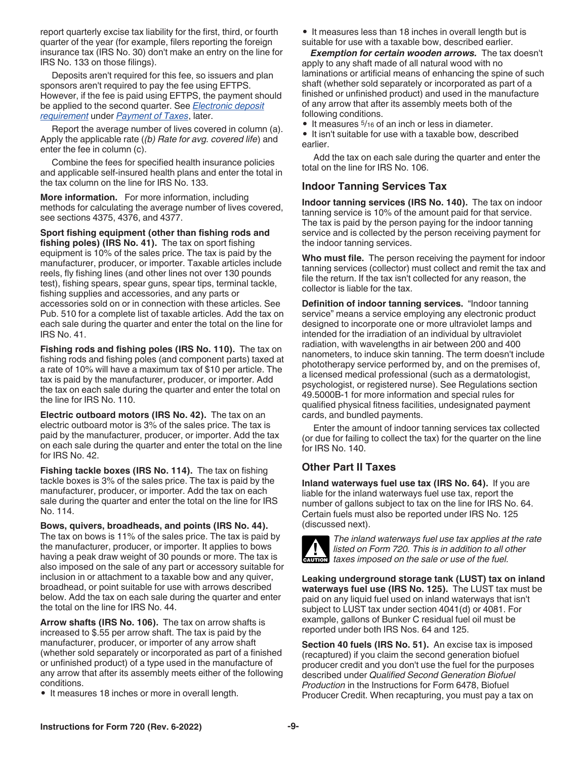report quarterly excise tax liability for the first, third, or fourth quarter of the year (for example, filers reporting the foreign insurance tax (IRS No. 30) don't make an entry on the line for IRS No. 133 on those filings).

Deposits aren't required for this fee, so issuers and plan sponsors aren't required to pay the fee using EFTPS. However, if the fee is paid using EFTPS, the payment should be applied to the second quarter. See *Electronic deposit requirement* under *Payment of Taxes*, later.

Report the average number of lives covered in column (a). Apply the applicable rate (*(b) Rate for avg. covered life*) and enter the fee in column (c).

Combine the fees for specified health insurance policies and applicable self-insured health plans and enter the total in the tax column on the line for IRS No. 133.

**More information.** For more information, including methods for calculating the average number of lives covered, see sections 4375, 4376, and 4377.

**Sport fishing equipment (other than fishing rods and fishing poles) (IRS No. 41).** The tax on sport fishing equipment is 10% of the sales price. The tax is paid by the manufacturer, producer, or importer. Taxable articles include reels, fly fishing lines (and other lines not over 130 pounds test), fishing spears, spear guns, spear tips, terminal tackle, fishing supplies and accessories, and any parts or accessories sold on or in connection with these articles. See Pub. 510 for a complete list of taxable articles. Add the tax on each sale during the quarter and enter the total on the line for IRS No. 41.

**Fishing rods and fishing poles (IRS No. 110).** The tax on fishing rods and fishing poles (and component parts) taxed at a rate of 10% will have a maximum tax of $10 per article. The tax is paid by the manufacturer, producer, or importer. Add the tax on each sale during the quarter and enter the total on the line for IRS No. 110.

**Electric outboard motors (IRS No. 42).** The tax on an electric outboard motor is 3% of the sales price. The tax is paid by the manufacturer, producer, or importer. Add the tax on each sale during the quarter and enter the total on the line for IRS No. 42.

**Fishing tackle boxes (IRS No. 114).** The tax on fishing tackle boxes is 3% of the sales price. The tax is paid by the manufacturer, producer, or importer. Add the tax on each sale during the quarter and enter the total on the line for IRS No. 114.

**Bows, quivers, broadheads, and points (IRS No. 44).** The tax on bows is 11% of the sales price. The tax is paid by the manufacturer, producer, or importer. It applies to bows having a peak draw weight of 30 pounds or more. The tax is also imposed on the sale of any part or accessory suitable for inclusion in or attachment to a taxable bow and any quiver, broadhead, or point suitable for use with arrows described below. Add the tax on each sale during the quarter and enter the total on the line for IRS No. 44.

**Arrow shafts (IRS No. 106).** The tax on arrow shafts is increased to $.55 per arrow shaft. The tax is paid by the manufacturer, producer, or importer of any arrow shaft (whether sold separately or incorporated as part of a finished or unfinished product) of a type used in the manufacture of any arrow that after its assembly meets either of the following conditions.

- It measures 18 inches or more in overall length.
- It measures less than 18 inches in overall length but is suitable for use with a taxable bow, described earlier.

***Exemption for certain wooden arrows.*** The tax doesn't apply to any shaft made of all natural wood with no laminations or artificial means of enhancing the spine of such shaft (whether sold separately or incorporated as part of a finished or unfinished product) and used in the manufacture of any arrow that after its assembly meets both of the following conditions.

- It measures 5/16 of an inch or less in diameter.
- It isn't suitable for use with a taxable bow, described earlier.

Add the tax on each sale during the quarter and enter the total on the line for IRS No. 106.

## Indoor Tanning Services Tax

**Indoor tanning services (IRS No. 140).** The tax on indoor tanning service is 10% of the amount paid for that service. The tax is paid by the person paying for the indoor tanning service and is collected by the person receiving payment for the indoor tanning services.

**Who must file.** The person receiving the payment for indoor tanning services (collector) must collect and remit the tax and file the return. If the tax isn't collected for any reason, the collector is liable for the tax.

**Definition of indoor tanning services.** "Indoor tanning service" means a service employing any electronic product designed to incorporate one or more ultraviolet lamps and intended for the irradiation of an individual by ultraviolet radiation, with wavelengths in air between 200 and 400 nanometers, to induce skin tanning. The term doesn't include phototherapy service performed by, and on the premises of, a licensed medical professional (such as a dermatologist, psychologist, or registered nurse). See Regulations section 49.5000B-1 for more information and special rules for qualified physical fitness facilities, undesignated payment cards, and bundled payments.

Enter the amount of indoor tanning services tax collected (or due for failing to collect the tax) for the quarter on the line for IRS No. 140.

## Other Part II Taxes

**Inland waterways fuel use tax (IRS No. 64).** If you are liable for the inland waterways fuel use tax, report the number of gallons subject to tax on the line for IRS No. 64. Certain fuels must also be reported under IRS No. 125 (discussed next).

CAUTION: *The inland waterways fuel use tax applies at the rate listed on Form 720. This is in addition to all other taxes imposed on the sale or use of the fuel.*

**Leaking underground storage tank (LUST) tax on inland waterways fuel use (IRS No. 125).** The LUST tax must be paid on any liquid fuel used on inland waterways that isn't subject to LUST tax under section 4041(d) or 4081. For example, gallons of Bunker C residual fuel oil must be reported under both IRS Nos. 64 and 125.

**Section 40 fuels (IRS No. 51).** An excise tax is imposed (recaptured) if you claim the second generation biofuel producer credit and you don't use the fuel for the purposes described under *Qualified Second Generation Biofuel Production* in the Instructions for Form 6478, Biofuel Producer Credit. When recapturing, you must pay a tax on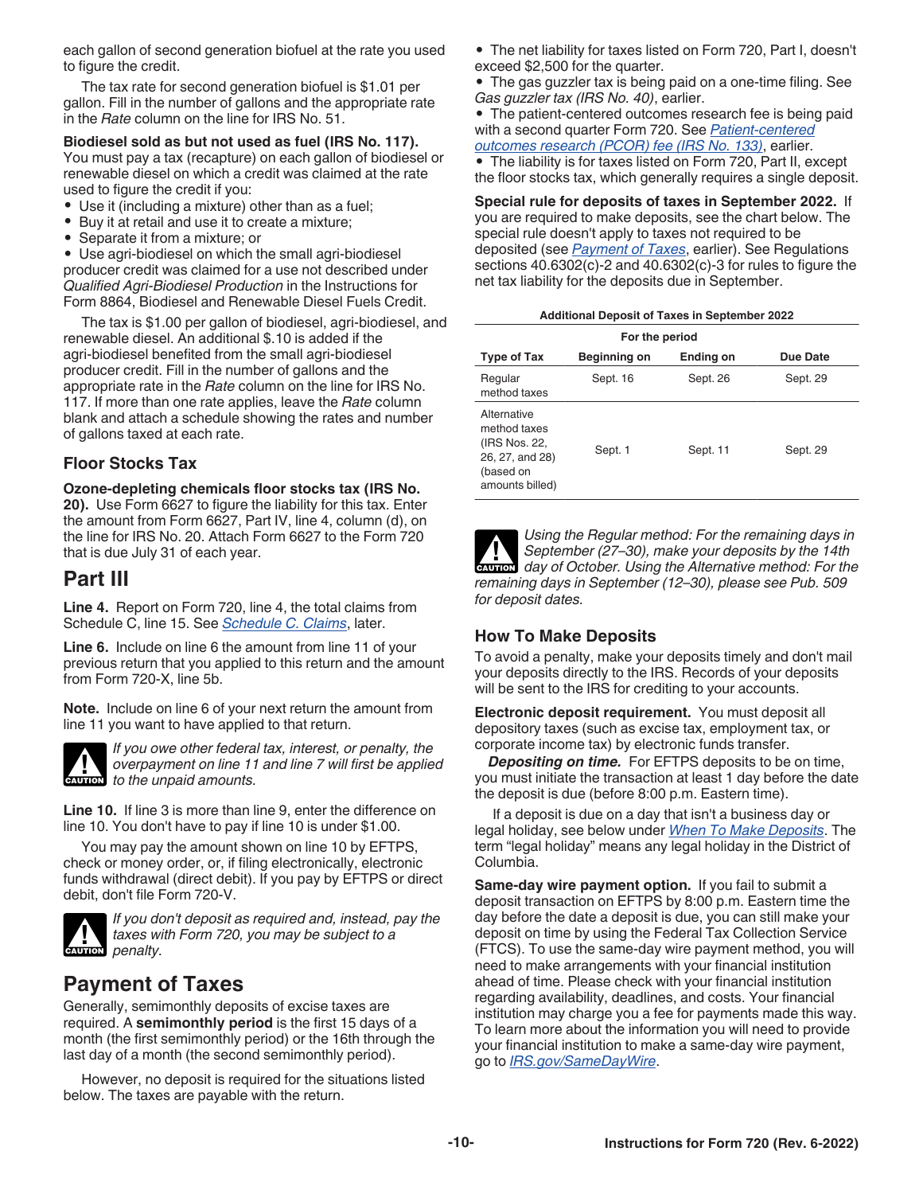each gallon of second generation biofuel at the rate you used to figure the credit.

The tax rate for second generation biofuel is $1.01 per gallon. Fill in the number of gallons and the appropriate rate in the *Rate* column on the line for IRS No. 51.

**Biodiesel sold as but not used as fuel (IRS No. 117).** You must pay a tax (recapture) on each gallon of biodiesel or renewable diesel on which a credit was claimed at the rate used to figure the credit if you:

- Use it (including a mixture) other than as a fuel;
- Buy it at retail and use it to create a mixture;
- Separate it from a mixture; or
- Use agri-biodiesel on which the small agri-biodiesel producer credit was claimed for a use not described under *Qualified Agri-Biodiesel Production* in the Instructions for Form 8864, Biodiesel and Renewable Diesel Fuels Credit.

The tax is $1.00 per gallon of biodiesel, agri-biodiesel, and renewable diesel. An additional $.10 is added if the agri-biodiesel benefited from the small agri-biodiesel producer credit. Fill in the number of gallons and the appropriate rate in the *Rate* column on the line for IRS No. 117. If more than one rate applies, leave the *Rate* column blank and attach a schedule showing the rates and number of gallons taxed at each rate.

### Floor Stocks Tax

**Ozone-depleting chemicals floor stocks tax (IRS No. 20).** Use Form 6627 to figure the liability for this tax. Enter the amount from Form 6627, Part IV, line 4, column (d), on the line for IRS No. 20. Attach Form 6627 to the Form 720 that is due July 31 of each year.

## Part III

**Line 4.** Report on Form 720, line 4, the total claims from Schedule C, line 15. See *Schedule C. Claims*, later.

**Line 6.** Include on line 6 the amount from line 11 of your previous return that you applied to this return and the amount from Form 720-X, line 5b.

**Note.** Include on line 6 of your next return the amount from line 11 you want to have applied to that return.

CAUTION: *If you owe other federal tax, interest, or penalty, the overpayment on line 11 and line 7 will first be applied to the unpaid amounts.*

**Line 10.** If line 3 is more than line 9, enter the difference on line 10. You don't have to pay if line 10 is under $1.00.

You may pay the amount shown on line 10 by EFTPS, check or money order, or, if filing electronically, electronic funds withdrawal (direct debit). If you pay by EFTPS or direct debit, don't file Form 720-V.

CAUTION: *If you don't deposit as required and, instead, pay the taxes with Form 720, you may be subject to a penalty.*

## Payment of Taxes

Generally, semimonthly deposits of excise taxes are required. A **semimonthly period** is the first 15 days of a month (the first semimonthly period) or the 16th through the last day of a month (the second semimonthly period).

However, no deposit is required for the situations listed below. The taxes are payable with the return.

- The net liability for taxes listed on Form 720, Part I, doesn't exceed $2,500 for the quarter.
- The gas guzzler tax is being paid on a one-time filing. See *Gas guzzler tax (IRS No. 40)*, earlier.
- The patient-centered outcomes research fee is being paid with a second quarter Form 720. See *Patient-centered outcomes research (PCOR) fee (IRS No. 133)*, earlier.
- The liability is for taxes listed on Form 720, Part II, except the floor stocks tax, which generally requires a single deposit.

**Special rule for deposits of taxes in September 2022.** If you are required to make deposits, see the chart below. The special rule doesn't apply to taxes not required to be deposited (see *Payment of Taxes*, earlier). See Regulations sections 40.6302(c)-2 and 40.6302(c)-3 for rules to figure the net tax liability for the deposits due in September.

**Additional Deposit of Taxes in September 2022**

| Type of Tax | For the period | | Due Date |
|---|---|---|---|
| | Beginning on | Ending on | |
| Regular method taxes | Sept. 16 | Sept. 26 | Sept. 29 |
| Alternative method taxes (IRS Nos. 22, 26, 27, and 28) (based on amounts billed) | Sept. 1 | Sept. 11 | Sept. 29 |

CAUTION: *Using the Regular method: For the remaining days in September (27–30), make your deposits by the 14th day of October. Using the Alternative method: For the remaining days in September (12–30), please see Pub. 509 for deposit dates.*

### How To Make Deposits

To avoid a penalty, make your deposits timely and don't mail your deposits directly to the IRS. Records of your deposits will be sent to the IRS for crediting to your accounts.

**Electronic deposit requirement.** You must deposit all depository taxes (such as excise tax, employment tax, or corporate income tax) by electronic funds transfer.

***Depositing on time.*** For EFTPS deposits to be on time, you must initiate the transaction at least 1 day before the date the deposit is due (before 8:00 p.m. Eastern time).

If a deposit is due on a day that isn't a business day or legal holiday, see below under *When To Make Deposits*. The term "legal holiday" means any legal holiday in the District of Columbia.

**Same-day wire payment option.** If you fail to submit a deposit transaction on EFTPS by 8:00 p.m. Eastern time the day before the date a deposit is due, you can still make your deposit on time by using the Federal Tax Collection Service (FTCS). To use the same-day wire payment method, you will need to make arrangements with your financial institution ahead of time. Please check with your financial institution regarding availability, deadlines, and costs. Your financial institution may charge you a fee for payments made this way. To learn more about the information you will need to provide your financial institution to make a same-day wire payment, go to *IRS.gov/SameDayWire*.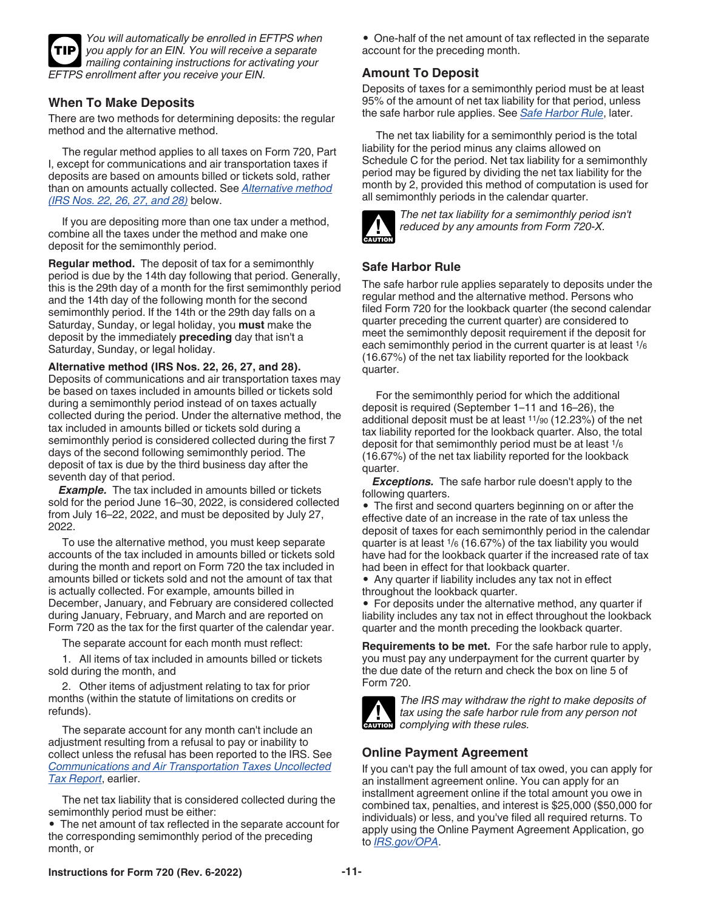**TIP** *You will automatically be enrolled in EFTPS when you apply for an EIN. You will receive a separate mailing containing instructions for activating your EFTPS enrollment after you receive your EIN.*

## When To Make Deposits

There are two methods for determining deposits: the regular method and the alternative method.

The regular method applies to all taxes on Form 720, Part I, except for communications and air transportation taxes if deposits are based on amounts billed or tickets sold, rather than on amounts actually collected. See *Alternative method (IRS Nos. 22, 26, 27, and 28)* below.

If you are depositing more than one tax under a method, combine all the taxes under the method and make one deposit for the semimonthly period.

**Regular method.** The deposit of tax for a semimonthly period is due by the 14th day following that period. Generally, this is the 29th day of a month for the first semimonthly period and the 14th day of the following month for the second semimonthly period. If the 14th or the 29th day falls on a Saturday, Sunday, or legal holiday, you **must** make the deposit by the immediately **preceding** day that isn't a Saturday, Sunday, or legal holiday.

**Alternative method (IRS Nos. 22, 26, 27, and 28).** Deposits of communications and air transportation taxes may be based on taxes included in amounts billed or tickets sold during a semimonthly period instead of on taxes actually collected during the period. Under the alternative method, the tax included in amounts billed or tickets sold during a semimonthly period is considered collected during the first 7 days of the second following semimonthly period. The deposit of tax is due by the third business day after the seventh day of that period.

***Example.*** The tax included in amounts billed or tickets sold for the period June 16–30, 2022, is considered collected from July 16–22, 2022, and must be deposited by July 27, 2022.

To use the alternative method, you must keep separate accounts of the tax included in amounts billed or tickets sold during the month and report on Form 720 the tax included in amounts billed or tickets sold and not the amount of tax that is actually collected. For example, amounts billed in December, January, and February are considered collected during January, February, and March and are reported on Form 720 as the tax for the first quarter of the calendar year.

The separate account for each month must reflect:

1. All items of tax included in amounts billed or tickets sold during the month, and
2. Other items of adjustment relating to tax for prior months (within the statute of limitations on credits or refunds).

The separate account for any month can't include an adjustment resulting from a refusal to pay or inability to collect unless the refusal has been reported to the IRS. See *Communications and Air Transportation Taxes Uncollected Tax Report*, earlier.

The net tax liability that is considered collected during the semimonthly period must be either:

- The net amount of tax reflected in the separate account for the corresponding semimonthly period of the preceding month, or
- One-half of the net amount of tax reflected in the separate account for the preceding month.

## Amount To Deposit

Deposits of taxes for a semimonthly period must be at least 95% of the amount of net tax liability for that period, unless the safe harbor rule applies. See *Safe Harbor Rule*, later.

The net tax liability for a semimonthly period is the total liability for the period minus any claims allowed on Schedule C for the period. Net tax liability for a semimonthly period may be figured by dividing the net tax liability for the month by 2, provided this method of computation is used for all semimonthly periods in the calendar quarter.

**CAUTION** *The net tax liability for a semimonthly period isn't reduced by any amounts from Form 720-X.*

## Safe Harbor Rule

The safe harbor rule applies separately to deposits under the regular method and the alternative method. Persons who filed Form 720 for the lookback quarter (the second calendar quarter preceding the current quarter) are considered to meet the semimonthly deposit requirement if the deposit for each semimonthly period in the current quarter is at least $^{1}/_{6}$ (16.67%) of the net tax liability reported for the lookback quarter.

For the semimonthly period for which the additional deposit is required (September 1–11 and 16–26), the additional deposit must be at least $^{11}/_{90}$ (12.23%) of the net tax liability reported for the lookback quarter. Also, the total deposit for that semimonthly period must be at least $^{1}/_{6}$ (16.67%) of the net tax liability reported for the lookback quarter.

***Exceptions.*** The safe harbor rule doesn't apply to the following quarters.

- The first and second quarters beginning on or after the effective date of an increase in the rate of tax unless the deposit of taxes for each semimonthly period in the calendar quarter is at least $^{1}/_{6}$ (16.67%) of the tax liability you would have had for the lookback quarter if the increased rate of tax had been in effect for that lookback quarter.
- Any quarter if liability includes any tax not in effect throughout the lookback quarter.
- For deposits under the alternative method, any quarter if liability includes any tax not in effect throughout the lookback quarter and the month preceding the lookback quarter.

**Requirements to be met.** For the safe harbor rule to apply, you must pay any underpayment for the current quarter by the due date of the return and check the box on line 5 of Form 720.

**CAUTION** *The IRS may withdraw the right to make deposits of tax using the safe harbor rule from any person not complying with these rules.*

## Online Payment Agreement

If you can't pay the full amount of tax owed, you can apply for an installment agreement online. You can apply for an installment agreement online if the total amount you owe in combined tax, penalties, and interest is $25,000 ($50,000 for individuals) or less, and you've filed all required returns. To apply using the Online Payment Agreement Application, go to *IRS.gov/OPA*.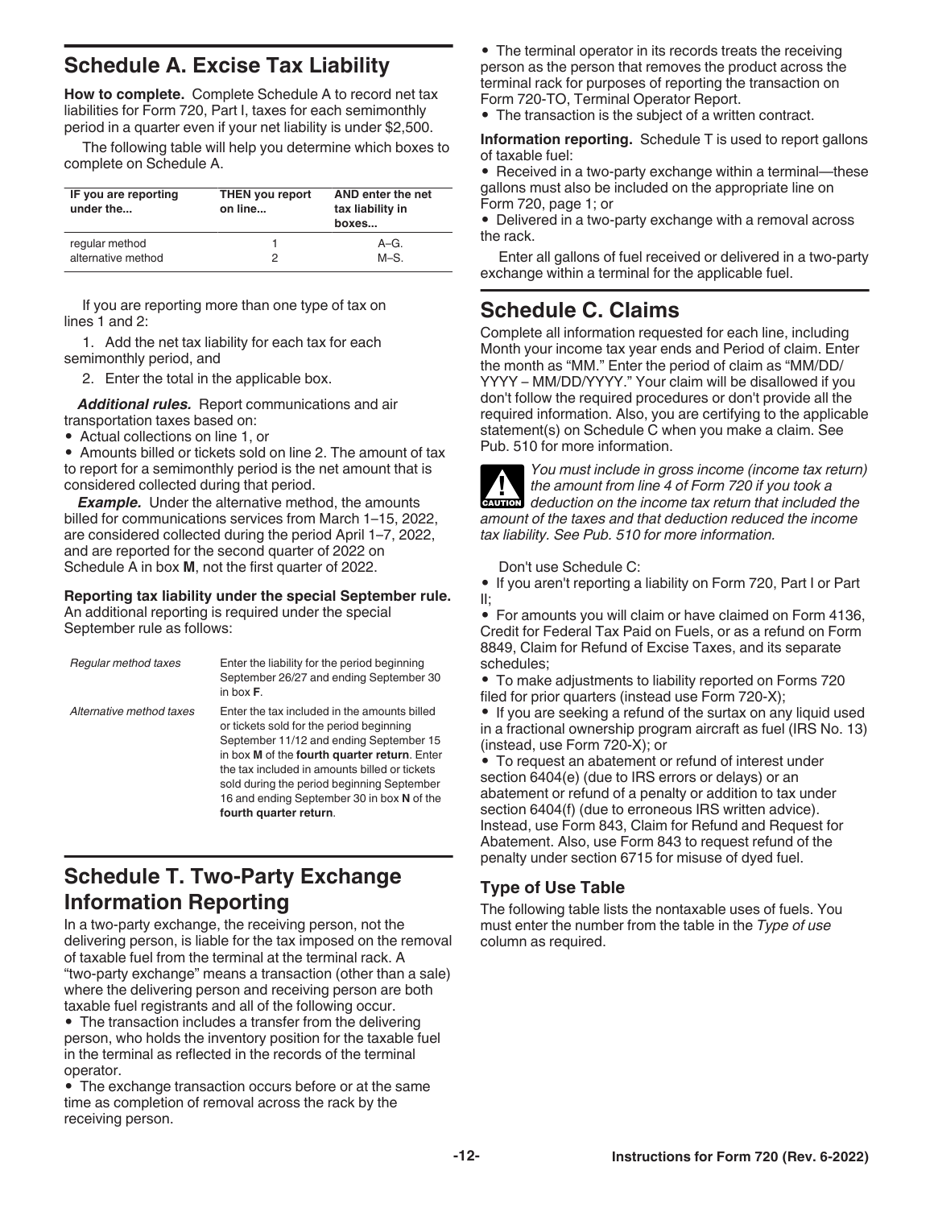## Schedule A. Excise Tax Liability

**How to complete.** Complete Schedule A to record net tax liabilities for Form 720, Part I, taxes for each semimonthly period in a quarter even if your net liability is under $2,500.

The following table will help you determine which boxes to complete on Schedule A.

| IF you are reporting under the... | THEN you report on line... | AND enter the net tax liability in boxes... |
|---|---|---|
| regular method | 1 | A–G. |
| alternative method | 2 | M–S. |

If you are reporting more than one type of tax on lines 1 and 2:

1. Add the net tax liability for each tax for each semimonthly period, and
2. Enter the total in the applicable box.

***Additional rules.*** Report communications and air transportation taxes based on:

- Actual collections on line 1, or
- Amounts billed or tickets sold on line 2. The amount of tax to report for a semimonthly period is the net amount that is considered collected during that period.

***Example.*** Under the alternative method, the amounts billed for communications services from March 1–15, 2022, are considered collected during the period April 1–7, 2022, and are reported for the second quarter of 2022 on Schedule A in box **M**, not the first quarter of 2022.

**Reporting tax liability under the special September rule.** An additional reporting is required under the special September rule as follows:

| | |
|---|---|
| *Regular method taxes* | Enter the liability for the period beginning September 26/27 and ending September 30 in box **F**. |
| *Alternative method taxes* | Enter the tax included in the amounts billed or tickets sold for the period beginning September 11/12 and ending September 15 in box **M** of the **fourth quarter return**. Enter the tax included in amounts billed or tickets sold during the period beginning September 16 and ending September 30 in box **N** of the **fourth quarter return**. |

## Schedule T. Two-Party Exchange Information Reporting

In a two-party exchange, the receiving person, not the delivering person, is liable for the tax imposed on the removal of taxable fuel from the terminal at the terminal rack. A "two-party exchange" means a transaction (other than a sale) where the delivering person and receiving person are both taxable fuel registrants and all of the following occur.

- The transaction includes a transfer from the delivering person, who holds the inventory position for the taxable fuel in the terminal as reflected in the records of the terminal operator.
- The exchange transaction occurs before or at the same time as completion of removal across the rack by the receiving person.
- The terminal operator in its records treats the receiving person as the person that removes the product across the terminal rack for purposes of reporting the transaction on Form 720-TO, Terminal Operator Report.
- The transaction is the subject of a written contract.

**Information reporting.** Schedule T is used to report gallons of taxable fuel:

- Received in a two-party exchange within a terminal—these gallons must also be included on the appropriate line on Form 720, page 1; or
- Delivered in a two-party exchange with a removal across the rack.

Enter all gallons of fuel received or delivered in a two-party exchange within a terminal for the applicable fuel.

## Schedule C. Claims

Complete all information requested for each line, including Month your income tax year ends and Period of claim. Enter the month as "MM." Enter the period of claim as "MM/DD/YYYY – MM/DD/YYYY." Your claim will be disallowed if you don't follow the required procedures or don't provide all the required information. Also, you are certifying to the applicable statement(s) on Schedule C when you make a claim. See Pub. 510 for more information.

**CAUTION** *You must include in gross income (income tax return) the amount from line 4 of Form 720 if you took a deduction on the income tax return that included the amount of the taxes and that deduction reduced the income tax liability. See Pub. 510 for more information.*

Don't use Schedule C:

- If you aren't reporting a liability on Form 720, Part I or Part II;
- For amounts you will claim or have claimed on Form 4136, Credit for Federal Tax Paid on Fuels, or as a refund on Form 8849, Claim for Refund of Excise Taxes, and its separate schedules;
- To make adjustments to liability reported on Forms 720 filed for prior quarters (instead use Form 720-X);
- If you are seeking a refund of the surtax on any liquid used in a fractional ownership program aircraft as fuel (IRS No. 13) (instead, use Form 720-X); or
- To request an abatement or refund of interest under section 6404(e) (due to IRS errors or delays) or an abatement or refund of a penalty or addition to tax under section 6404(f) (due to erroneous IRS written advice). Instead, use Form 843, Claim for Refund and Request for Abatement. Also, use Form 843 to request refund of the penalty under section 6715 for misuse of dyed fuel.

### Type of Use Table

The following table lists the nontaxable uses of fuels. You must enter the number from the table in the *Type of use* column as required.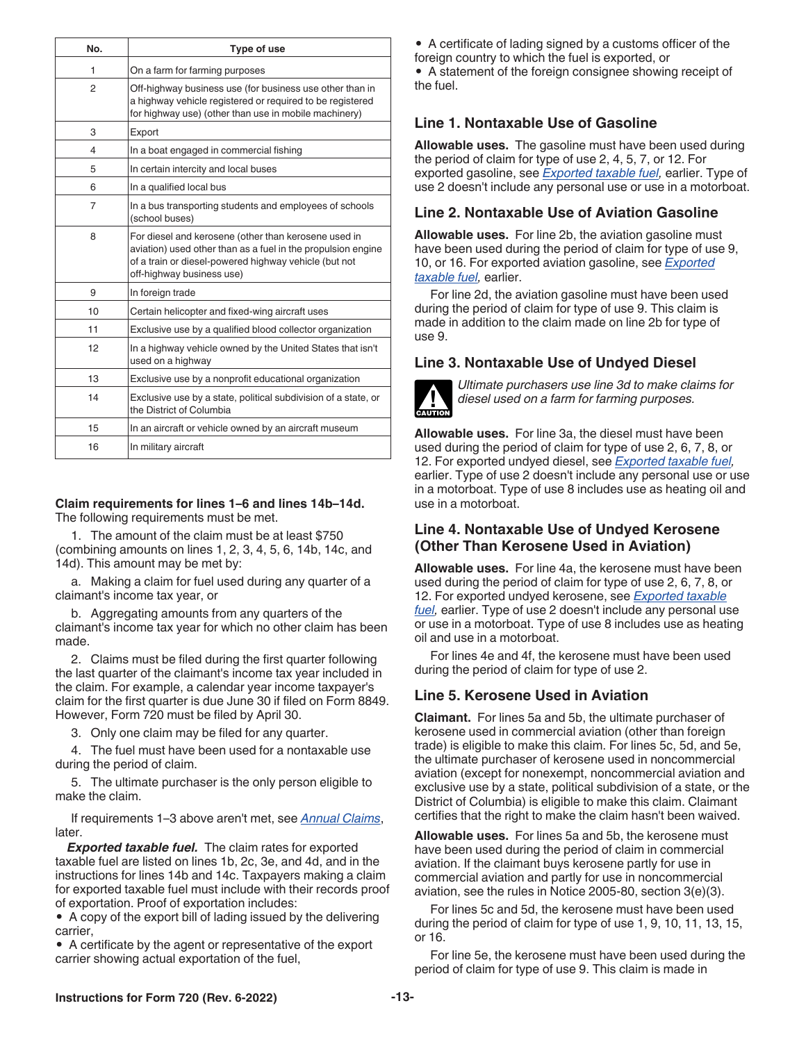| No. | Type of use |
|---|---|
| 1 | On a farm for farming purposes |
| 2 | Off-highway business use (for business use other than in a highway vehicle registered or required to be registered for highway use) (other than use in mobile machinery) |
| 3 | Export |
| 4 | In a boat engaged in commercial fishing |
| 5 | In certain intercity and local buses |
| 6 | In a qualified local bus |
| 7 | In a bus transporting students and employees of schools (school buses) |
| 8 | For diesel and kerosene (other than kerosene used in aviation) used other than as a fuel in the propulsion engine of a train or diesel-powered highway vehicle (but not off-highway business use) |
| 9 | In foreign trade |
| 10 | Certain helicopter and fixed-wing aircraft uses |
| 11 | Exclusive use by a qualified blood collector organization |
| 12 | In a highway vehicle owned by the United States that isn't used on a highway |
| 13 | Exclusive use by a nonprofit educational organization |
| 14 | Exclusive use by a state, political subdivision of a state, or the District of Columbia |
| 15 | In an aircraft or vehicle owned by an aircraft museum |
| 16 | In military aircraft |

**Claim requirements for lines 1–6 and lines 14b–14d.** The following requirements must be met.

1. The amount of the claim must be at least $750 (combining amounts on lines 1b, 2c, 3e, 4, 5, 6, 14b, 14c, and 14d). This amount may be met by:

a. Making a claim for fuel used during any quarter of a claimant's income tax year, or

b. Aggregating amounts from any quarters of the claimant's income tax year for which no other claim has been made.

2. Claims must be filed during the first quarter following the last quarter of the claimant's income tax year included in the claim. For example, a calendar year income taxpayer's claim for the first quarter is due June 30 if filed on Form 8849. However, Form 720 must be filed by April 30.

3. Only one claim may be filed for any quarter.

4. The fuel must have been used for a nontaxable use during the period of claim.

5. The ultimate purchaser is the only person eligible to make the claim.

If requirements 1–3 above aren't met, see *Annual Claims*, later.

***Exported taxable fuel.*** The claim rates for exported taxable fuel are listed on lines 1b, 2c, 3e, and 4d, and in the instructions for lines 14b and 14c. Taxpayers making a claim for exported taxable fuel must include with their records proof of exportation. Proof of exportation includes:

- A copy of the export bill of lading issued by the delivering carrier,
- A certificate by the agent or representative of the export carrier showing actual exportation of the fuel,
- A certificate of lading signed by a customs officer of the foreign country to which the fuel is exported, or
- A statement of the foreign consignee showing receipt of the fuel.

## Line 1. Nontaxable Use of Gasoline

**Allowable uses.** The gasoline must have been used during the period of claim for type of use 2, 4, 5, 7, or 12. For exported gasoline, see *Exported taxable fuel,* earlier. Type of use 2 doesn't include any personal use or use in a motorboat.

## Line 2. Nontaxable Use of Aviation Gasoline

**Allowable uses.** For line 2b, the aviation gasoline must have been used during the period of claim for type of use 9, 10, or 16. For exported aviation gasoline, see *Exported taxable fuel,* earlier.

For line 2d, the aviation gasoline must have been used during the period of claim for type of use 9. This claim is made in addition to the claim made on line 2b for type of use 9.

## Line 3. Nontaxable Use of Undyed Diesel

**CAUTION:** *Ultimate purchasers use line 3d to make claims for diesel used on a farm for farming purposes.*

**Allowable uses.** For line 3a, the diesel must have been used during the period of claim for type of use 2, 6, 7, 8, or 12. For exported undyed diesel, see *Exported taxable fuel,* earlier. Type of use 2 doesn't include any personal use or use in a motorboat. Type of use 8 includes use as heating oil and use in a motorboat.

## Line 4. Nontaxable Use of Undyed Kerosene (Other Than Kerosene Used in Aviation)

**Allowable uses.** For line 4a, the kerosene must have been used during the period of claim for type of use 2, 6, 7, 8, or 12. For exported undyed kerosene, see *Exported taxable fuel,* earlier. Type of use 2 doesn't include any personal use or use in a motorboat. Type of use 8 includes use as heating oil and use in a motorboat.

For lines 4e and 4f, the kerosene must have been used during the period of claim for type of use 2.

## Line 5. Kerosene Used in Aviation

**Claimant.** For lines 5a and 5b, the ultimate purchaser of kerosene used in commercial aviation (other than foreign trade) is eligible to make this claim. For lines 5c, 5d, and 5e, the ultimate purchaser of kerosene used in noncommercial aviation (except for nonexempt, noncommercial aviation and exclusive use by a state, political subdivision of a state, or the District of Columbia) is eligible to make this claim. Claimant certifies that the right to make the claim hasn't been waived.

**Allowable uses.** For lines 5a and 5b, the kerosene must have been used during the period of claim in commercial aviation. If the claimant buys kerosene partly for use in commercial aviation and partly for use in noncommercial aviation, see the rules in Notice 2005-80, section 3(e)(3).

For lines 5c and 5d, the kerosene must have been used during the period of claim for type of use 1, 9, 10, 11, 13, 15, or 16.

For line 5e, the kerosene must have been used during the period of claim for type of use 9. This claim is made in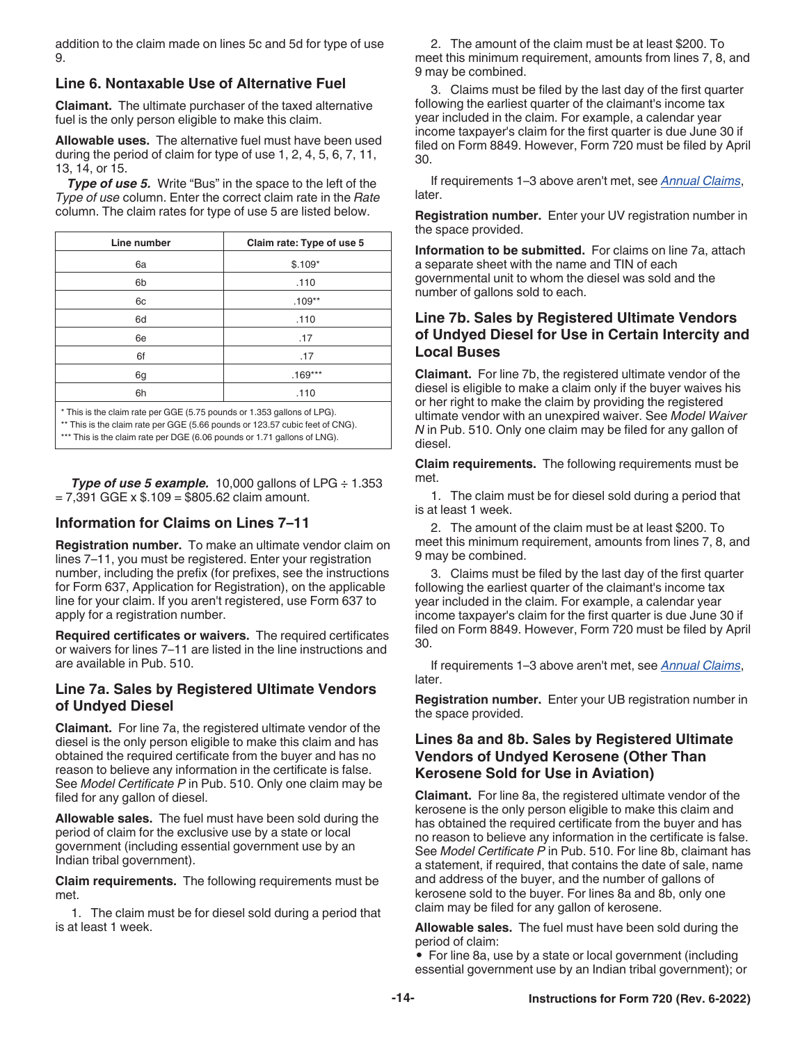addition to the claim made on lines 5c and 5d for type of use 9.

### Line 6. Nontaxable Use of Alternative Fuel

**Claimant.** The ultimate purchaser of the taxed alternative fuel is the only person eligible to make this claim.

**Allowable uses.** The alternative fuel must have been used during the period of claim for type of use 1, 2, 4, 5, 6, 7, 11, 13, 14, or 15.

***Type of use 5.*** Write "Bus" in the space to the left of the *Type of use* column. Enter the correct claim rate in the *Rate* column. The claim rates for type of use 5 are listed below.

| Line number | Claim rate: Type of use 5 |
|---|---|
| 6a | $.109* |
| 6b | .110 |
| 6c | .109** |
| 6d | .110 |
| 6e | .17 |
| 6f | .17 |
| 6g | .169*** |
| 6h | .110 |

\* This is the claim rate per GGE (5.75 pounds or 1.353 gallons of LPG).
\** This is the claim rate per GGE (5.66 pounds or 123.57 cubic feet of CNG).
\*** This is the claim rate per DGE (6.06 pounds or 1.71 gallons of LNG).

***Type of use 5 example.*** 10,000 gallons of LPG ÷ 1.353 = 7,391 GGE x $.109 = $805.62 claim amount.

### Information for Claims on Lines 7–11

**Registration number.** To make an ultimate vendor claim on lines 7–11, you must be registered. Enter your registration number, including the prefix (for prefixes, see the instructions for Form 637, Application for Registration), on the applicable line for your claim. If you aren't registered, use Form 637 to apply for a registration number.

**Required certificates or waivers.** The required certificates or waivers for lines 7–11 are listed in the line instructions and are available in Pub. 510.

### Line 7a. Sales by Registered Ultimate Vendors of Undyed Diesel

**Claimant.** For line 7a, the registered ultimate vendor of the diesel is the only person eligible to make this claim and has obtained the required certificate from the buyer and has no reason to believe any information in the certificate is false. See *Model Certificate P* in Pub. 510. Only one claim may be filed for any gallon of diesel.

**Allowable sales.** The fuel must have been sold during the period of claim for the exclusive use by a state or local government (including essential government use by an Indian tribal government).

**Claim requirements.** The following requirements must be met.

1. The claim must be for diesel sold during a period that is at least 1 week.

2. The amount of the claim must be at least $200. To meet this minimum requirement, amounts from lines 7, 8, and 9 may be combined.

3. Claims must be filed by the last day of the first quarter following the earliest quarter of the claimant's income tax year included in the claim. For example, a calendar year income taxpayer's claim for the first quarter is due June 30 if filed on Form 8849. However, Form 720 must be filed by April 30.

If requirements 1–3 above aren't met, see *Annual Claims*, later.

**Registration number.** Enter your UV registration number in the space provided.

**Information to be submitted.** For claims on line 7a, attach a separate sheet with the name and TIN of each governmental unit to whom the diesel was sold and the number of gallons sold to each.

### Line 7b. Sales by Registered Ultimate Vendors of Undyed Diesel for Use in Certain Intercity and Local Buses

**Claimant.** For line 7b, the registered ultimate vendor of the diesel is eligible to make a claim only if the buyer waives his or her right to make the claim by providing the registered ultimate vendor with an unexpired waiver. See *Model Waiver N* in Pub. 510. Only one claim may be filed for any gallon of diesel.

**Claim requirements.** The following requirements must be met.

1. The claim must be for diesel sold during a period that is at least 1 week.

2. The amount of the claim must be at least $200. To meet this minimum requirement, amounts from lines 7, 8, and 9 may be combined.

3. Claims must be filed by the last day of the first quarter following the earliest quarter of the claimant's income tax year included in the claim. For example, a calendar year income taxpayer's claim for the first quarter is due June 30 if filed on Form 8849. However, Form 720 must be filed by April 30.

If requirements 1–3 above aren't met, see *Annual Claims*, later.

**Registration number.** Enter your UB registration number in the space provided.

### Lines 8a and 8b. Sales by Registered Ultimate Vendors of Undyed Kerosene (Other Than Kerosene Sold for Use in Aviation)

**Claimant.** For line 8a, the registered ultimate vendor of the kerosene is the only person eligible to make this claim and has obtained the required certificate from the buyer and has no reason to believe any information in the certificate is false. See *Model Certificate P* in Pub. 510. For line 8b, claimant has a statement, if required, that contains the date of sale, name and address of the buyer, and the number of gallons of kerosene sold to the buyer. For lines 8a and 8b, only one claim may be filed for any gallon of kerosene.

**Allowable sales.** The fuel must have been sold during the period of claim:

- For line 8a, use by a state or local government (including essential government use by an Indian tribal government); or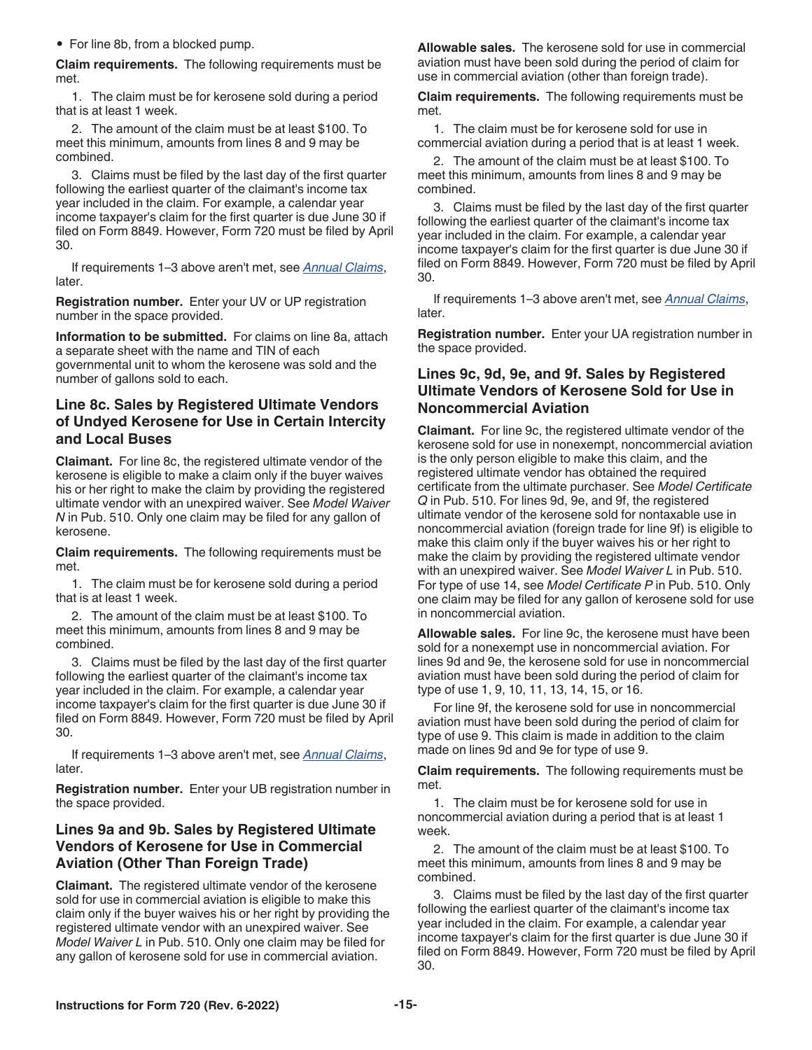- For line 8b, from a blocked pump.

**Claim requirements.** The following requirements must be met.

1. The claim must be for kerosene sold during a period that is at least 1 week.
2. The amount of the claim must be at least $100. To meet this minimum, amounts from lines 8 and 9 may be combined.
3. Claims must be filed by the last day of the first quarter following the earliest quarter of the claimant's income tax year included in the claim. For example, a calendar year income taxpayer's claim for the first quarter is due June 30 if filed on Form 8849. However, Form 720 must be filed by April 30.

If requirements 1–3 above aren't met, see *Annual Claims*, later.

**Registration number.** Enter your UV or UP registration number in the space provided.

**Information to be submitted.** For claims on line 8a, attach a separate sheet with the name and TIN of each governmental unit to whom the kerosene was sold and the number of gallons sold to each.

### Line 8c. Sales by Registered Ultimate Vendors of Undyed Kerosene for Use in Certain Intercity and Local Buses

**Claimant.** For line 8c, the registered ultimate vendor of the kerosene is eligible to make a claim only if the buyer waives his or her right to make the claim by providing the registered ultimate vendor with an unexpired waiver. See *Model Waiver N* in Pub. 510. Only one claim may be filed for any gallon of kerosene.

**Claim requirements.** The following requirements must be met.

1. The claim must be for kerosene sold during a period that is at least 1 week.
2. The amount of the claim must be at least $100. To meet this minimum, amounts from lines 8 and 9 may be combined.
3. Claims must be filed by the last day of the first quarter following the earliest quarter of the claimant's income tax year included in the claim. For example, a calendar year income taxpayer's claim for the first quarter is due June 30 if filed on Form 8849. However, Form 720 must be filed by April 30.

If requirements 1–3 above aren't met, see *Annual Claims*, later.

**Registration number.** Enter your UB registration number in the space provided.

### Lines 9a and 9b. Sales by Registered Ultimate Vendors of Kerosene for Use in Commercial Aviation (Other Than Foreign Trade)

**Claimant.** The registered ultimate vendor of the kerosene sold for use in commercial aviation is eligible to make this claim only if the buyer waives his or her right by providing the registered ultimate vendor with an unexpired waiver. See *Model Waiver L* in Pub. 510. Only one claim may be filed for any gallon of kerosene sold for use in commercial aviation.

**Allowable sales.** The kerosene sold for use in commercial aviation must have been sold during the period of claim for use in commercial aviation (other than foreign trade).

**Claim requirements.** The following requirements must be met.

1. The claim must be for kerosene sold for use in commercial aviation during a period that is at least 1 week.
2. The amount of the claim must be at least $100. To meet this minimum, amounts from lines 8 and 9 may be combined.
3. Claims must be filed by the last day of the first quarter following the earliest quarter of the claimant's income tax year included in the claim. For example, a calendar year income taxpayer's claim for the first quarter is due June 30 if filed on Form 8849. However, Form 720 must be filed by April 30.

If requirements 1–3 above aren't met, see *Annual Claims*, later.

**Registration number.** Enter your UA registration number in the space provided.

### Lines 9c, 9d, 9e, and 9f. Sales by Registered Ultimate Vendors of Kerosene Sold for Use in Noncommercial Aviation

**Claimant.** For line 9c, the registered ultimate vendor of the kerosene sold for use in nonexempt, noncommercial aviation is the only person eligible to make this claim, and the registered ultimate vendor has obtained the required certificate from the ultimate purchaser. See *Model Certificate Q* in Pub. 510. For lines 9d, 9e, and 9f, the registered ultimate vendor of the kerosene sold for nontaxable use in noncommercial aviation (foreign trade for line 9f) is eligible to make this claim only if the buyer waives his or her right to make the claim by providing the registered ultimate vendor with an unexpired waiver. See *Model Waiver L* in Pub. 510. For type of use 14, see *Model Certificate P* in Pub. 510. Only one claim may be filed for any gallon of kerosene sold for use in noncommercial aviation.

**Allowable sales.** For line 9c, the kerosene must have been sold for a nonexempt use in noncommercial aviation. For lines 9d and 9e, the kerosene sold for use in noncommercial aviation must have been sold during the period of claim for type of use 1, 9, 10, 11, 13, 14, 15, or 16.

For line 9f, the kerosene sold for use in noncommercial aviation must have been sold during the period of claim for type of use 9. This claim is made in addition to the claim made on lines 9d and 9e for type of use 9.

**Claim requirements.** The following requirements must be met.

1. The claim must be for kerosene sold for use in noncommercial aviation during a period that is at least 1 week.
2. The amount of the claim must be at least $100. To meet this minimum, amounts from lines 8 and 9 may be combined.
3. Claims must be filed by the last day of the first quarter following the earliest quarter of the claimant's income tax year included in the claim. For example, a calendar year income taxpayer's claim for the first quarter is due June 30 if filed on Form 8849. However, Form 720 must be filed by April 30.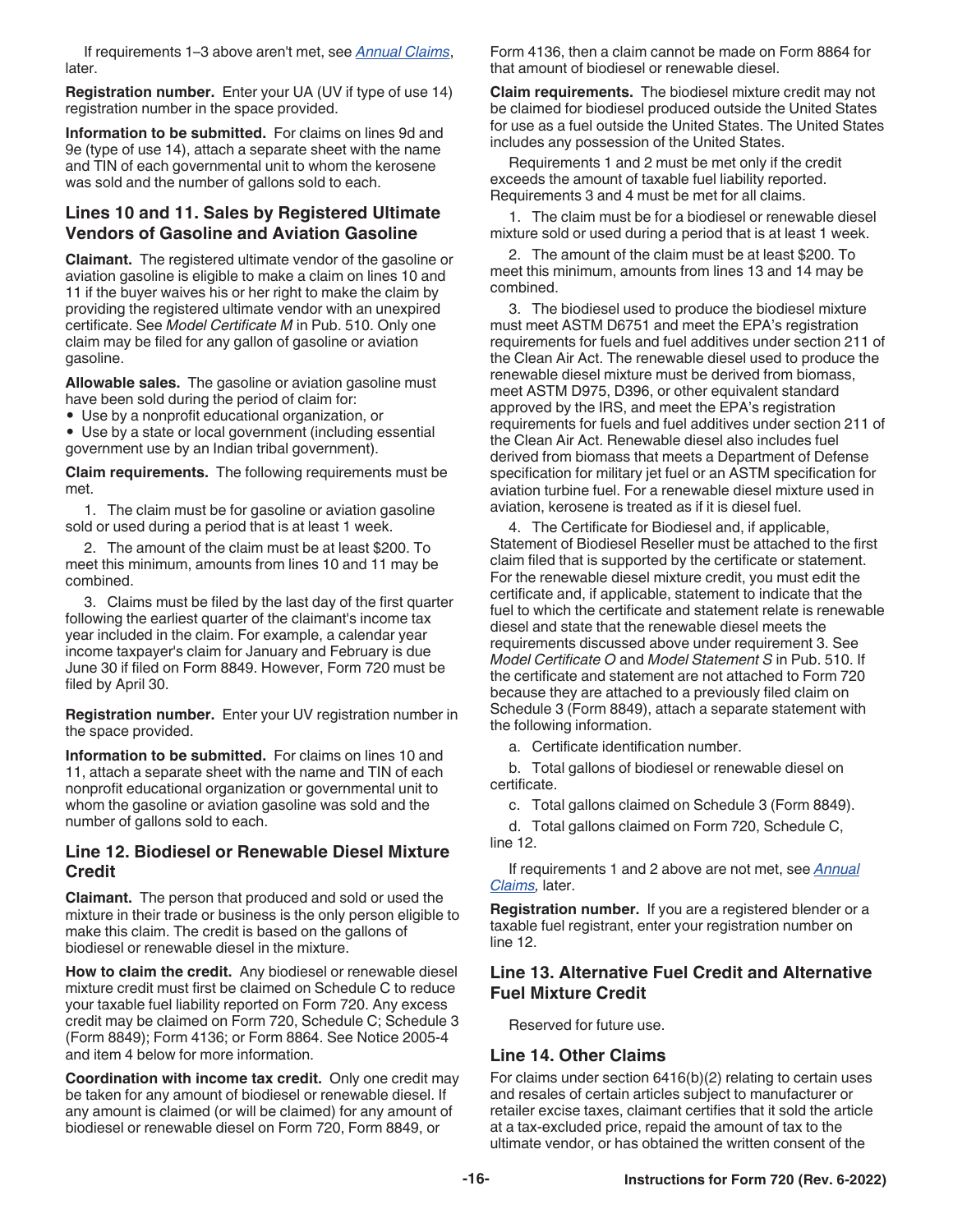If requirements 1–3 above aren't met, see *Annual Claims*, later.

**Registration number.** Enter your UA (UV if type of use 14) registration number in the space provided.

**Information to be submitted.** For claims on lines 9d and 9e (type of use 14), attach a separate sheet with the name and TIN of each governmental unit to whom the kerosene was sold and the number of gallons sold to each.

### Lines 10 and 11. Sales by Registered Ultimate Vendors of Gasoline and Aviation Gasoline

**Claimant.** The registered ultimate vendor of the gasoline or aviation gasoline is eligible to make a claim on lines 10 and 11 if the buyer waives his or her right to make the claim by providing the registered ultimate vendor with an unexpired certificate. See *Model Certificate M* in Pub. 510. Only one claim may be filed for any gallon of gasoline or aviation gasoline.

**Allowable sales.** The gasoline or aviation gasoline must have been sold during the period of claim for:

- Use by a nonprofit educational organization, or
- Use by a state or local government (including essential government use by an Indian tribal government).

**Claim requirements.** The following requirements must be met.

1. The claim must be for gasoline or aviation gasoline sold or used during a period that is at least 1 week.
2. The amount of the claim must be at least $200. To meet this minimum, amounts from lines 10 and 11 may be combined.
3. Claims must be filed by the last day of the first quarter following the earliest quarter of the claimant's income tax year included in the claim. For example, a calendar year income taxpayer's claim for January and February is due June 30 if filed on Form 8849. However, Form 720 must be filed by April 30.

**Registration number.** Enter your UV registration number in the space provided.

**Information to be submitted.** For claims on lines 10 and 11, attach a separate sheet with the name and TIN of each nonprofit educational organization or governmental unit to whom the gasoline or aviation gasoline was sold and the number of gallons sold to each.

### Line 12. Biodiesel or Renewable Diesel Mixture Credit

**Claimant.** The person that produced and sold or used the mixture in their trade or business is the only person eligible to make this claim. The credit is based on the gallons of biodiesel or renewable diesel in the mixture.

**How to claim the credit.** Any biodiesel or renewable diesel mixture credit must first be claimed on Schedule C to reduce your taxable fuel liability reported on Form 720. Any excess credit may be claimed on Form 720, Schedule C; Schedule 3 (Form 8849); Form 4136; or Form 8864. See Notice 2005-4 and item 4 below for more information.

**Coordination with income tax credit.** Only one credit may be taken for any amount of biodiesel or renewable diesel. If any amount is claimed (or will be claimed) for any amount of biodiesel or renewable diesel on Form 720, Form 8849, or Form 4136, then a claim cannot be made on Form 8864 for that amount of biodiesel or renewable diesel.

**Claim requirements.** The biodiesel mixture credit may not be claimed for biodiesel produced outside the United States for use as a fuel outside the United States. The United States includes any possession of the United States.

Requirements 1 and 2 must be met only if the credit exceeds the amount of taxable fuel liability reported. Requirements 3 and 4 must be met for all claims.

1. The claim must be for a biodiesel or renewable diesel mixture sold or used during a period that is at least 1 week.
2. The amount of the claim must be at least $200. To meet this minimum, amounts from lines 13 and 14 may be combined.
3. The biodiesel used to produce the biodiesel mixture must meet ASTM D6751 and meet the EPA's registration requirements for fuels and fuel additives under section 211 of the Clean Air Act. The renewable diesel used to produce the renewable diesel mixture must be derived from biomass, meet ASTM D975, D396, or other equivalent standard approved by the IRS, and meet the EPA's registration requirements for fuels and fuel additives under section 211 of the Clean Air Act. Renewable diesel also includes fuel derived from biomass that meets a Department of Defense specification for military jet fuel or an ASTM specification for aviation turbine fuel. For a renewable diesel mixture used in aviation, kerosene is treated as if it is diesel fuel.
4. The Certificate for Biodiesel and, if applicable, Statement of Biodiesel Reseller must be attached to the first claim filed that is supported by the certificate or statement. For the renewable diesel mixture credit, you must edit the certificate and, if applicable, statement to indicate that the fuel to which the certificate and statement relate is renewable diesel and state that the renewable diesel meets the requirements discussed above under requirement 3. See *Model Certificate O* and *Model Statement S* in Pub. 510. If the certificate and statement are not attached to Form 720 because they are attached to a previously filed claim on Schedule 3 (Form 8849), attach a separate statement with the following information.

   a. Certificate identification number.

   b. Total gallons of biodiesel or renewable diesel on certificate.

   c. Total gallons claimed on Schedule 3 (Form 8849).

   d. Total gallons claimed on Form 720, Schedule C, line 12.

If requirements 1 and 2 above are not met, see *Annual Claims,* later.

**Registration number.** If you are a registered blender or a taxable fuel registrant, enter your registration number on line 12.

### Line 13. Alternative Fuel Credit and Alternative Fuel Mixture Credit

Reserved for future use.

### Line 14. Other Claims

For claims under section 6416(b)(2) relating to certain uses and resales of certain articles subject to manufacturer or retailer excise taxes, claimant certifies that it sold the article at a tax-excluded price, repaid the amount of tax to the ultimate vendor, or has obtained the written consent of the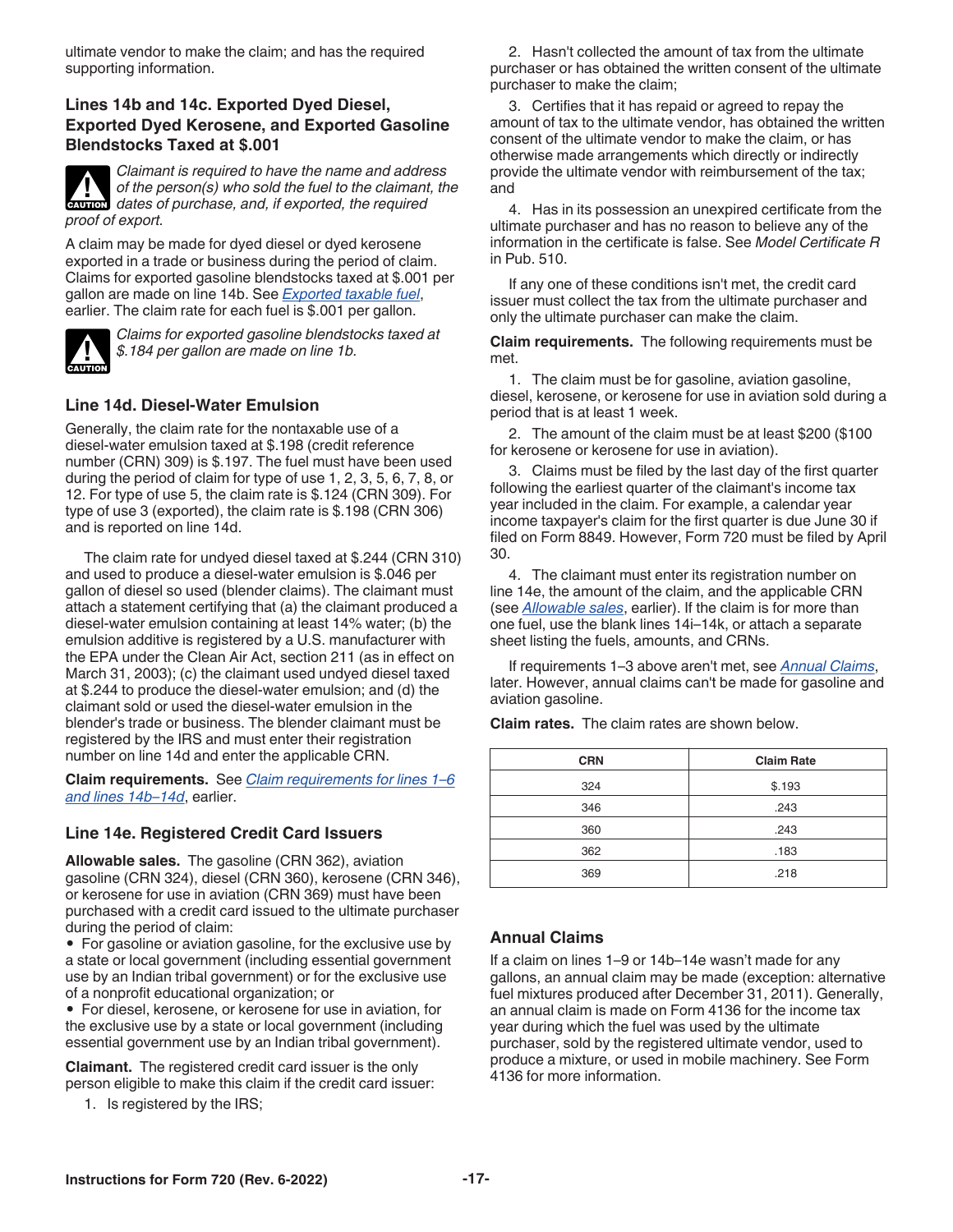ultimate vendor to make the claim; and has the required supporting information.

### Lines 14b and 14c. Exported Dyed Diesel, Exported Dyed Kerosene, and Exported Gasoline Blendstocks Taxed at $.001

**CAUTION** *Claimant is required to have the name and address of the person(s) who sold the fuel to the claimant, the dates of purchase, and, if exported, the required proof of export.*

A claim may be made for dyed diesel or dyed kerosene exported in a trade or business during the period of claim. Claims for exported gasoline blendstocks taxed at $.001 per gallon are made on line 14b. See *Exported taxable fuel*, earlier. The claim rate for each fuel is $.001 per gallon.

**CAUTION** *Claims for exported gasoline blendstocks taxed at $.184 per gallon are made on line 1b.*

### Line 14d. Diesel-Water Emulsion

Generally, the claim rate for the nontaxable use of a diesel-water emulsion taxed at $.198 (credit reference number (CRN) 309) is $.197. The fuel must have been used during the period of claim for type of use 1, 2, 3, 5, 6, 7, 8, or 12. For type of use 5, the claim rate is $.124 (CRN 309). For type of use 3 (exported), the claim rate is $.198 (CRN 306) and is reported on line 14d.

The claim rate for undyed diesel taxed at $.244 (CRN 310) and used to produce a diesel-water emulsion is $.046 per gallon of diesel so used (blender claims). The claimant must attach a statement certifying that (a) the claimant produced a diesel-water emulsion containing at least 14% water; (b) the emulsion additive is registered by a U.S. manufacturer with the EPA under the Clean Air Act, section 211 (as in effect on March 31, 2003); (c) the claimant used undyed diesel taxed at $.244 to produce the diesel-water emulsion; and (d) the claimant sold or used the diesel-water emulsion in the blender's trade or business. The blender claimant must be registered by the IRS and must enter their registration number on line 14d and enter the applicable CRN.

**Claim requirements.** See *Claim requirements for lines 1–6 and lines 14b–14d*, earlier.

### Line 14e. Registered Credit Card Issuers

**Allowable sales.** The gasoline (CRN 362), aviation gasoline (CRN 324), diesel (CRN 360), kerosene (CRN 346), or kerosene for use in aviation (CRN 369) must have been purchased with a credit card issued to the ultimate purchaser during the period of claim:

- For gasoline or aviation gasoline, for the exclusive use by a state or local government (including essential government use by an Indian tribal government) or for the exclusive use of a nonprofit educational organization; or
- For diesel, kerosene, or kerosene for use in aviation, for the exclusive use by a state or local government (including essential government use by an Indian tribal government).

**Claimant.** The registered credit card issuer is the only person eligible to make this claim if the credit card issuer:

1. Is registered by the IRS;
2. Hasn't collected the amount of tax from the ultimate purchaser or has obtained the written consent of the ultimate purchaser to make the claim;
3. Certifies that it has repaid or agreed to repay the amount of tax to the ultimate vendor, has obtained the written consent of the ultimate vendor to make the claim, or has otherwise made arrangements which directly or indirectly provide the ultimate vendor with reimbursement of the tax; and
4. Has in its possession an unexpired certificate from the ultimate purchaser and has no reason to believe any of the information in the certificate is false. See *Model Certificate R* in Pub. 510.

If any one of these conditions isn't met, the credit card issuer must collect the tax from the ultimate purchaser and only the ultimate purchaser can make the claim.

**Claim requirements.** The following requirements must be met.

1. The claim must be for gasoline, aviation gasoline, diesel, kerosene, or kerosene for use in aviation sold during a period that is at least 1 week.
2. The amount of the claim must be at least $200 ($100 for kerosene or kerosene for use in aviation).
3. Claims must be filed by the last day of the first quarter following the earliest quarter of the claimant's income tax year included in the claim. For example, a calendar year income taxpayer's claim for the first quarter is due June 30 if filed on Form 8849. However, Form 720 must be filed by April 30.
4. The claimant must enter its registration number on line 14e, the amount of the claim, and the applicable CRN (see *Allowable sales*, earlier). If the claim is for more than one fuel, use the blank lines 14i–14k, or attach a separate sheet listing the fuels, amounts, and CRNs.

If requirements 1–3 above aren't met, see *Annual Claims*, later. However, annual claims can't be made for gasoline and aviation gasoline.

**Claim rates.** The claim rates are shown below.

| CRN | Claim Rate |
|---|---|
| 324 | $.193 |
| 346 | .243 |
| 360 | .243 |
| 362 | .183 |
| 369 | .218 |

## Annual Claims

If a claim on lines 1–9 or 14b–14e wasn't made for any gallons, an annual claim may be made (exception: alternative fuel mixtures produced after December 31, 2011). Generally, an annual claim is made on Form 4136 for the income tax year during which the fuel was used by the ultimate purchaser, sold by the registered ultimate vendor, used to produce a mixture, or used in mobile machinery. See Form 4136 for more information.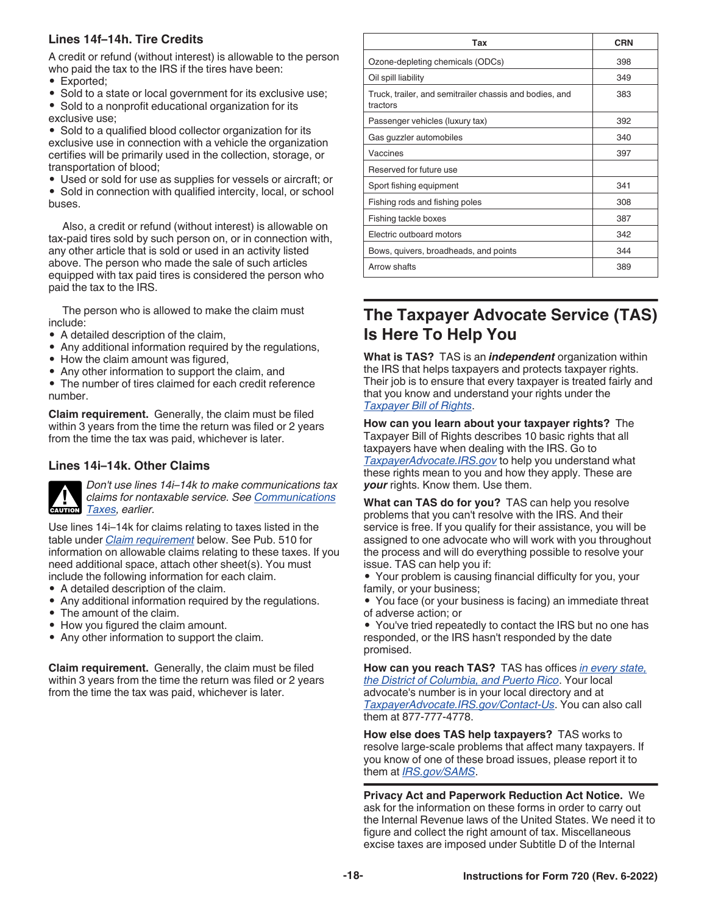### Lines 14f–14h. Tire Credits

A credit or refund (without interest) is allowable to the person who paid the tax to the IRS if the tires have been:

- Exported;
- Sold to a state or local government for its exclusive use;
- Sold to a nonprofit educational organization for its exclusive use;
- Sold to a qualified blood collector organization for its exclusive use in connection with a vehicle the organization certifies will be primarily used in the collection, storage, or transportation of blood;
- Used or sold for use as supplies for vessels or aircraft; or
- Sold in connection with qualified intercity, local, or school buses.

Also, a credit or refund (without interest) is allowable on tax-paid tires sold by such person on, or in connection with, any other article that is sold or used in an activity listed above. The person who made the sale of such articles equipped with tax paid tires is considered the person who paid the tax to the IRS.

The person who is allowed to make the claim must include:

- A detailed description of the claim,
- Any additional information required by the regulations,
- How the claim amount was figured,
- Any other information to support the claim, and
- The number of tires claimed for each credit reference number.

**Claim requirement.** Generally, the claim must be filed within 3 years from the time the return was filed or 2 years from the time the tax was paid, whichever is later.

### Lines 14i–14k. Other Claims

**CAUTION** *Don't use lines 14i–14k to make communications tax claims for nontaxable service. See Communications Taxes, earlier.*

Use lines 14i–14k for claims relating to taxes listed in the table under *Claim requirement* below. See Pub. 510 for information on allowable claims relating to these taxes. If you need additional space, attach other sheet(s). You must include the following information for each claim.

- A detailed description of the claim.
- Any additional information required by the regulations.
- The amount of the claim.
- How you figured the claim amount.
- Any other information to support the claim.

**Claim requirement.** Generally, the claim must be filed within 3 years from the time the return was filed or 2 years from the time the tax was paid, whichever is later.

| Tax | CRN |
|---|---|
| Ozone-depleting chemicals (ODCs) | 398 |
| Oil spill liability | 349 |
| Truck, trailer, and semitrailer chassis and bodies, and tractors | 383 |
| Passenger vehicles (luxury tax) | 392 |
| Gas guzzler automobiles | 340 |
| Vaccines | 397 |
| Reserved for future use | |
| Sport fishing equipment | 341 |
| Fishing rods and fishing poles | 308 |
| Fishing tackle boxes | 387 |
| Electric outboard motors | 342 |
| Bows, quivers, broadheads, and points | 344 |
| Arrow shafts | 389 |

## The Taxpayer Advocate Service (TAS) Is Here To Help You

**What is TAS?** TAS is an ***independent*** organization within the IRS that helps taxpayers and protects taxpayer rights. Their job is to ensure that every taxpayer is treated fairly and that you know and understand your rights under the *Taxpayer Bill of Rights*.

**How can you learn about your taxpayer rights?** The Taxpayer Bill of Rights describes 10 basic rights that all taxpayers have when dealing with the IRS. Go to *TaxpayerAdvocate.IRS.gov* to help you understand what these rights mean to you and how they apply. These are ***your*** rights. Know them. Use them.

**What can TAS do for you?** TAS can help you resolve problems that you can't resolve with the IRS. And their service is free. If you qualify for their assistance, you will be assigned to one advocate who will work with you throughout the process and will do everything possible to resolve your issue. TAS can help you if:

- Your problem is causing financial difficulty for you, your family, or your business;
- You face (or your business is facing) an immediate threat of adverse action; or
- You've tried repeatedly to contact the IRS but no one has responded, or the IRS hasn't responded by the date promised.

**How can you reach TAS?** TAS has offices *in every state, the District of Columbia, and Puerto Rico*. Your local advocate's number is in your local directory and at *TaxpayerAdvocate.IRS.gov/Contact-Us*. You can also call them at 877-777-4778.

**How else does TAS help taxpayers?** TAS works to resolve large-scale problems that affect many taxpayers. If you know of one of these broad issues, please report it to them at *IRS.gov/SAMS*.

**Privacy Act and Paperwork Reduction Act Notice.** We ask for the information on these forms in order to carry out the Internal Revenue laws of the United States. We need it to figure and collect the right amount of tax. Miscellaneous excise taxes are imposed under Subtitle D of the Internal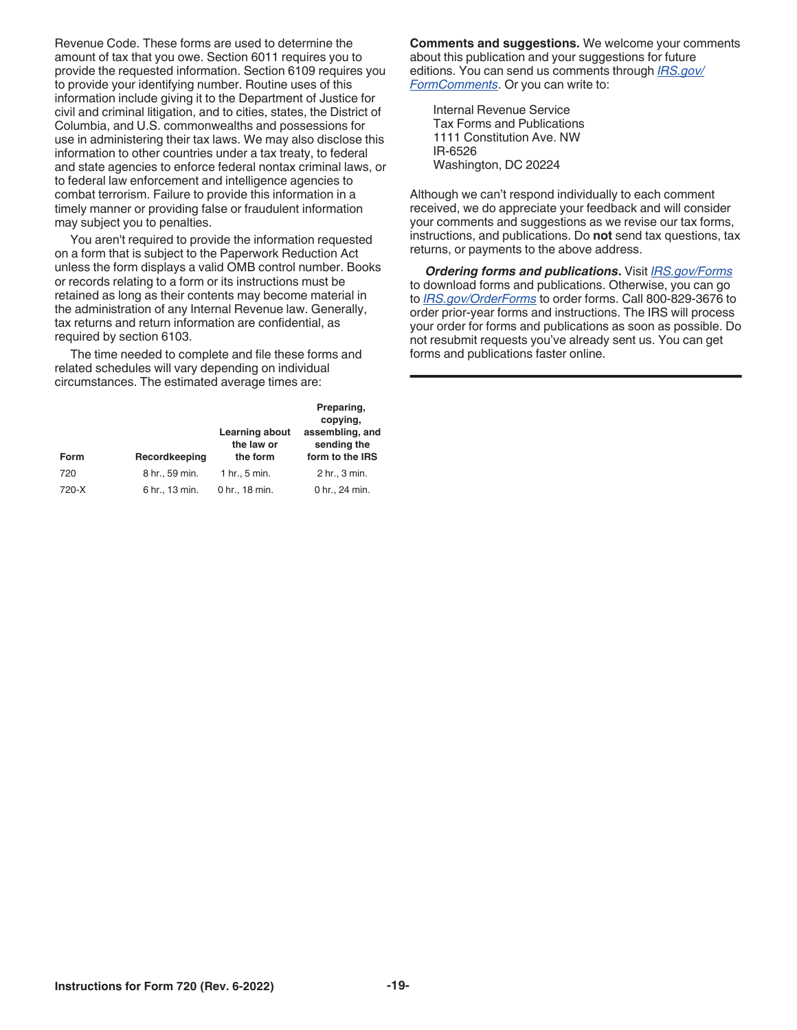Revenue Code. These forms are used to determine the amount of tax that you owe. Section 6011 requires you to provide the requested information. Section 6109 requires you to provide your identifying number. Routine uses of this information include giving it to the Department of Justice for civil and criminal litigation, and to cities, states, the District of Columbia, and U.S. commonwealths and possessions for use in administering their tax laws. We may also disclose this information to other countries under a tax treaty, to federal and state agencies to enforce federal nontax criminal laws, or to federal law enforcement and intelligence agencies to combat terrorism. Failure to provide this information in a timely manner or providing false or fraudulent information may subject you to penalties.

You aren't required to provide the information requested on a form that is subject to the Paperwork Reduction Act unless the form displays a valid OMB control number. Books or records relating to a form or its instructions must be retained as long as their contents may become material in the administration of any Internal Revenue law. Generally, tax returns and return information are confidential, as required by section 6103.

The time needed to complete and file these forms and related schedules will vary depending on individual circumstances. The estimated average times are:

| Form | Recordkeeping | Learning about the law or the form | Preparing, copying, assembling, and sending the form to the IRS |
|---|---|---|---|
| 720 | 8 hr., 59 min. | 1 hr., 5 min. | 2 hr., 3 min. |
| 720-X | 6 hr., 13 min. | 0 hr., 18 min. | 0 hr., 24 min. |

**Comments and suggestions.** We welcome your comments about this publication and your suggestions for future editions. You can send us comments through IRS.gov/FormComments. Or you can write to:

Internal Revenue Service
Tax Forms and Publications
1111 Constitution Ave. NW
IR-6526
Washington, DC 20224

Although we can't respond individually to each comment received, we do appreciate your feedback and will consider your comments and suggestions as we revise our tax forms, instructions, and publications. Do **not** send tax questions, tax returns, or payments to the above address.

***Ordering forms and publications.*** Visit IRS.gov/Forms to download forms and publications. Otherwise, you can go to IRS.gov/OrderForms to order forms. Call 800-829-3676 to order prior-year forms and instructions. The IRS will process your order for forms and publications as soon as possible. Do not resubmit requests you've already sent us. You can get forms and publications faster online.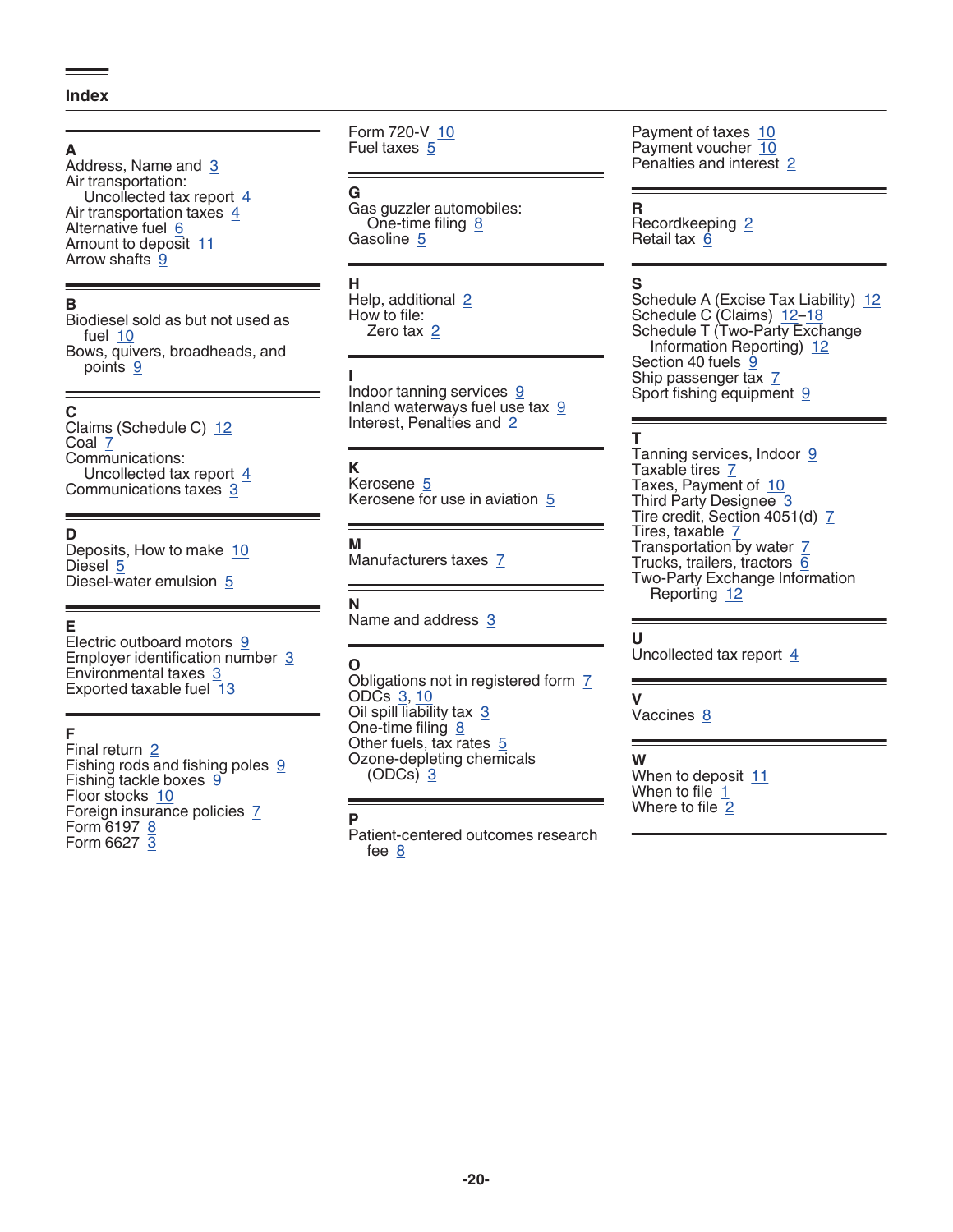## Index

**A**

Address, Name and 3
Air transportation:
  Uncollected tax report 4
Air transportation taxes 4
Alternative fuel 6
Amount to deposit 11
Arrow shafts 9

**B**

Biodiesel sold as but not used as fuel 10
Bows, quivers, broadheads, and points 9

**C**

Claims (Schedule C) 12
Coal 7
Communications:
  Uncollected tax report 4
Communications taxes 3

**D**

Deposits, How to make 10
Diesel 5
Diesel-water emulsion 5

**E**

Electric outboard motors 9
Employer identification number 3
Environmental taxes 3
Exported taxable fuel 13

**F**

Final return 2
Fishing rods and fishing poles 9
Fishing tackle boxes 9
Floor stocks 10
Foreign insurance policies 7
Form 6197 8
Form 6627 3
Form 720-V 10
Fuel taxes 5

**G**

Gas guzzler automobiles:
  One-time filing 8
Gasoline 5

**H**

Help, additional 2
How to file:
  Zero tax 2

**I**

Indoor tanning services 9
Inland waterways fuel use tax 9
Interest, Penalties and 2

**K**

Kerosene 5
Kerosene for use in aviation 5

**M**

Manufacturers taxes 7

**N**

Name and address 3

**O**

Obligations not in registered form 7
ODCs 3, 10
Oil spill liability tax 3
One-time filing 8
Other fuels, tax rates 5
Ozone-depleting chemicals (ODCs) 3

**P**

Patient-centered outcomes research fee 8
Payment of taxes 10
Payment voucher 10
Penalties and interest 2

**R**

Recordkeeping 2
Retail tax 6

**S**

Schedule A (Excise Tax Liability) 12
Schedule C (Claims) 12–18
Schedule T (Two-Party Exchange Information Reporting) 12
Section 40 fuels 9
Ship passenger tax 7
Sport fishing equipment 9

**T**

Tanning services, Indoor 9
Taxable tires 7
Taxes, Payment of 10
Third Party Designee 3
Tire credit, Section 4051(d) 7
Tires, taxable 7
Transportation by water 7
Trucks, trailers, tractors 6
Two-Party Exchange Information Reporting 12

**U**

Uncollected tax report 4

**V**

Vaccines 8

**W**

When to deposit 11
When to file 1
Where to file 2